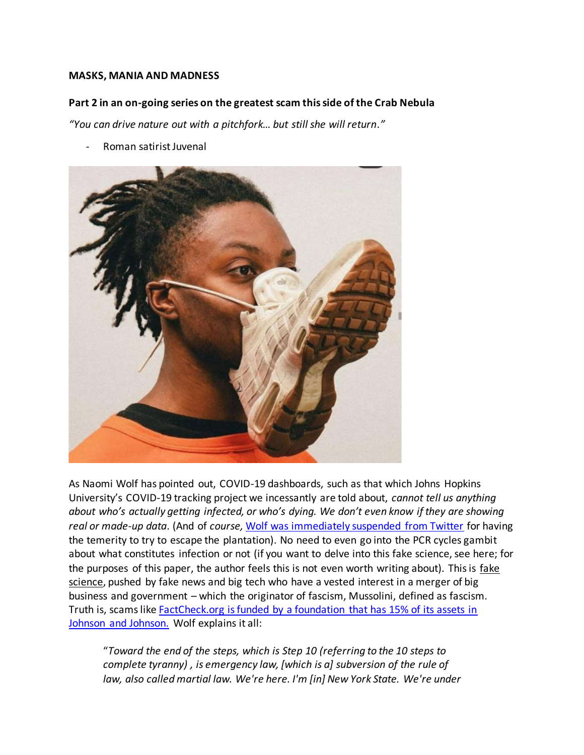**MASKS, MANIA AND MADNESS**

**Part 2 in an on-going series on the greatest scam this side of the Crab Nebula**

*"You can drive nature out with a pitchfork… but still she will return."*

- Roman satirist Juvenal

As Naomi Wolf has pointed out, COVID-19 dashboards, such as that which Johns Hopkins University's COVID-19 tracking project we incessantly are told about, *cannot tell us anything about who's actually getting infected, or who's dying. We don't even know if they are showing real or made-up data*. (And of *course,* Wolf was immediately suspended from Twitter for having the temerity to try to escape the plantation). No need to even go into the PCR cycles gambit about what constitutes infection or not (if you want to delve into this fake science, see here; for the purposes of this paper, the author feels this is not even worth writing about). This is fake science, pushed by fake news and big tech who have a vested interest in a merger of big business and government – which the originator of fascism, Mussolini, defined as fascism. Truth is, scams like FactCheck.org is funded by a foundation that has 15% of its assets in Johnson and Johnson. Wolf explains it all:

> "*Toward the end of the steps, which is Step 10 (referring to the 10 steps to complete tyranny) , is emergency law, [which is a] subversion of the rule of law, also called martial law. We're here. I'm [in] New York State. We're under*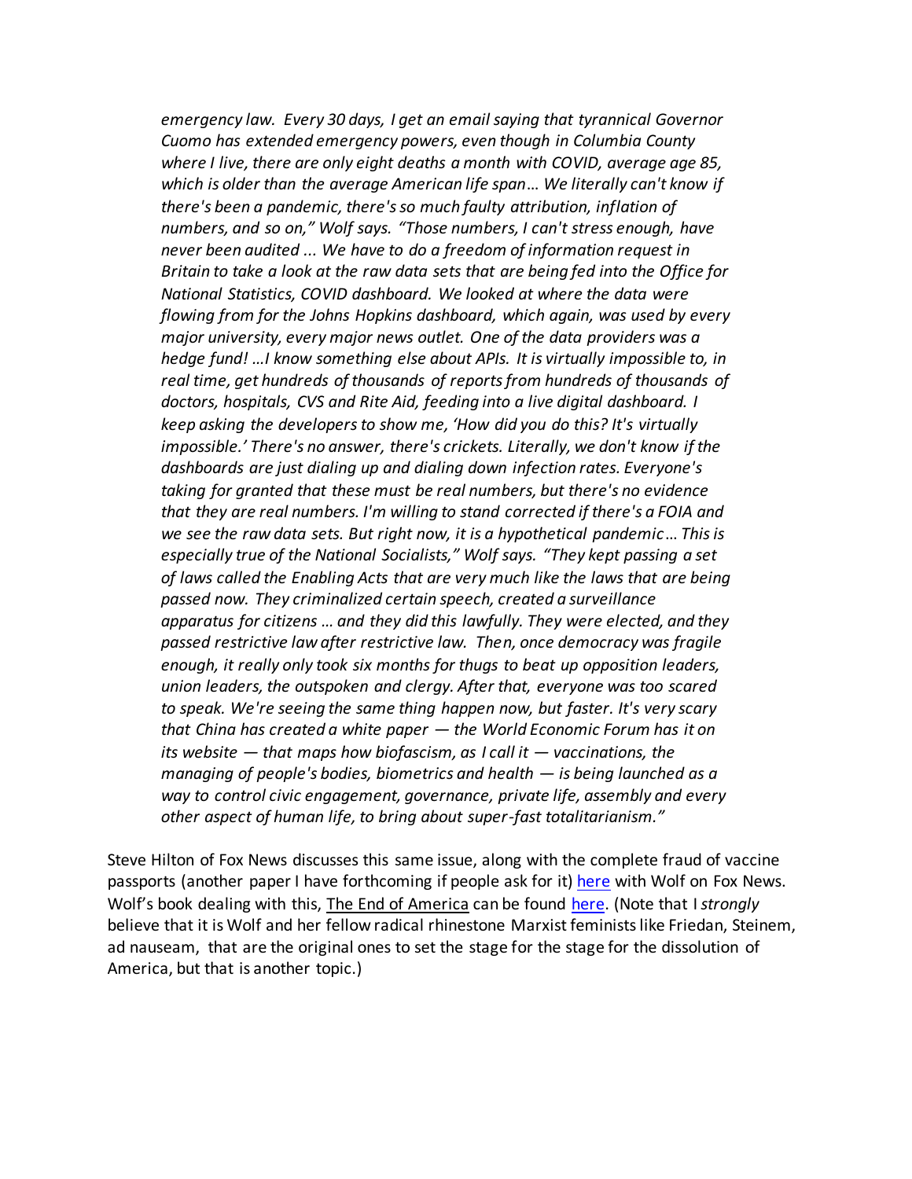*emergency law. Every 30 days, I get an email saying that tyrannical Governor Cuomo has extended emergency powers, even though in Columbia County where I live, there are only eight deaths a month with COVID, average age 85, which is older than the average American life span… We literally can't know if there's been a pandemic, there's so much faulty attribution, inflation of numbers, and so on," Wolf says. "Those numbers, I can't stress enough, have never been audited ... We have to do a freedom of information request in Britain to take a look at the raw data sets that are being fed into the Office for National Statistics, COVID dashboard. We looked at where the data were flowing from for the Johns Hopkins dashboard, which again, was used by every major university, every major news outlet. One of the data providers was a hedge fund! …I know something else about APIs. It is virtually impossible to, in real time, get hundreds of thousands of reports from hundreds of thousands of doctors, hospitals, CVS and Rite Aid, feeding into a live digital dashboard. I keep asking the developers to show me, 'How did you do this? It's virtually impossible.' There's no answer, there's crickets. Literally, we don't know if the dashboards are just dialing up and dialing down infection rates. Everyone's taking for granted that these must be real numbers, but there's no evidence that they are real numbers. I'm willing to stand corrected if there's a FOIA and we see the raw data sets. But right now, it is a hypothetical pandemic… This is especially true of the National Socialists," Wolf says. "They kept passing a set of laws called the Enabling Acts that are very much like the laws that are being passed now. They criminalized certain speech, created a surveillance apparatus for citizens … and they did this lawfully. They were elected, and they passed restrictive law after restrictive law. Then, once democracy was fragile enough, it really only took six months for thugs to beat up opposition leaders, union leaders, the outspoken and clergy. After that, everyone was too scared to speak. We're seeing the same thing happen now, but faster. It's very scary that China has created a white paper — the World Economic Forum has it on its website — that maps how biofascism, as I call it — vaccinations, the managing of people's bodies, biometrics and health — is being launched as a way to control civic engagement, governance, private life, assembly and every other aspect of human life, to bring about super-fast totalitarianism."*

Steve Hilton of Fox News discusses this same issue, along with the complete fraud of vaccine passports (another paper I have forthcoming if people ask for it) here with Wolf on Fox News. Wolf's book dealing with this, The End of America can be found here. (Note that I *strongly* believe that it is Wolf and her fellow radical rhinestone Marxist feminists like Friedan, Steinem, ad nauseam, that are the original ones to set the stage for the stage for the dissolution of America, but that is another topic.)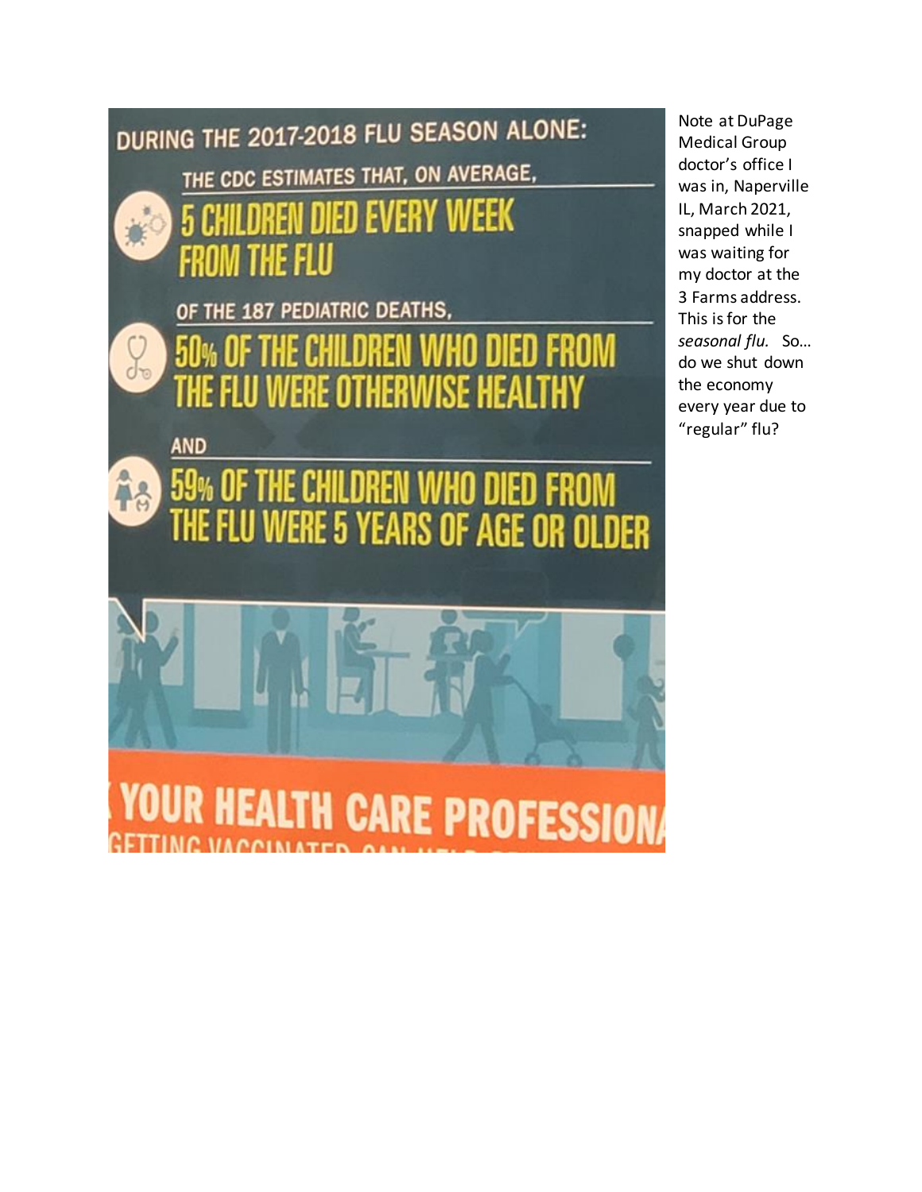DURING THE 2017-2018 FLU SEASON ALONE:

THE CDC ESTIMATES THAT, ON AVERAGE,

**5 CHILDREN DIED EVERY WEEK FROM THE FLU**

OF THE 187 PEDIATRIC DEATHS,

**50% OF THE CHILDREN WHO DIED FROM THE FLU WERE OTHERWISE HEALTHY**

AND

**59% OF THE CHILDREN WHO DIED FROM THE FLU WERE 5 YEARS OF AGE OR OLDER**

YOUR HEALTH CARE PROFESSION

GETTING VACCINATED CAN HELP

Note at DuPage Medical Group doctor's office I was in, Naperville IL, March 2021, snapped while I was waiting for my doctor at the 3 Farms address. This is for the *seasonal flu.* So... do we shut down the economy every year due to "regular" flu?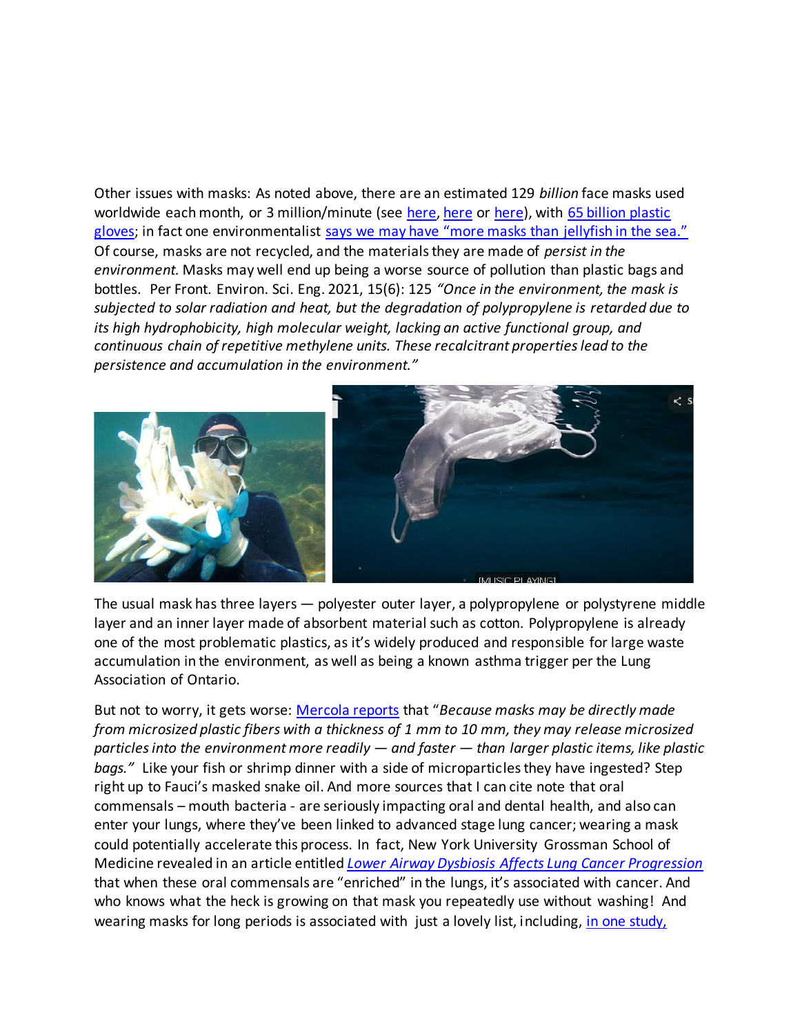Other issues with masks: As noted above, there are an estimated 129 *billion* face masks used worldwide each month, or 3 million/minute (see [here](), [here]() or [here]()), with [65 billion plastic gloves](); in fact one environmentalist [says we may have "more masks than jellyfish in the sea."]() Of course, masks are not recycled, and the materials they are made of *persist in the environment.* Masks may well end up being a worse source of pollution than plastic bags and bottles. Per Front. Environ. Sci. Eng. 2021, 15(6): 125 *"Once in the environment, the mask is subjected to solar radiation and heat, but the degradation of polypropylene is retarded due to its high hydrophobicity, high molecular weight, lacking an active functional group, and continuous chain of repetitive methylene units. These recalcitrant properties lead to the persistence and accumulation in the environment."*

The usual mask has three layers — polyester outer layer, a polypropylene or polystyrene middle layer and an inner layer made of absorbent material such as cotton. Polypropylene is already one of the most problematic plastics, as it's widely produced and responsible for large waste accumulation in the environment, as well as being a known asthma trigger per the Lung Association of Ontario.

But not to worry, it gets worse: [Mercola reports]() that "*Because masks may be directly made from microsized plastic fibers with a thickness of 1 mm to 10 mm, they may release microsized particles into the environment more readily — and faster — than larger plastic items, like plastic bags."* Like your fish or shrimp dinner with a side of microparticles they have ingested? Step right up to Fauci's masked snake oil. And more sources that I can cite note that oral commensals – mouth bacteria - are seriously impacting oral and dental health, and also can enter your lungs, where they've been linked to advanced stage lung cancer; wearing a mask could potentially accelerate this process. In fact, New York University Grossman School of Medicine revealed in an article entitled [*Lower Airway Dysbiosis Affects Lung Cancer Progression*]() that when these oral commensals are "enriched" in the lungs, it's associated with cancer. And who knows what the heck is growing on that mask you repeatedly use without washing! And wearing masks for long periods is associated with just a lovely list, including, [in one study,]()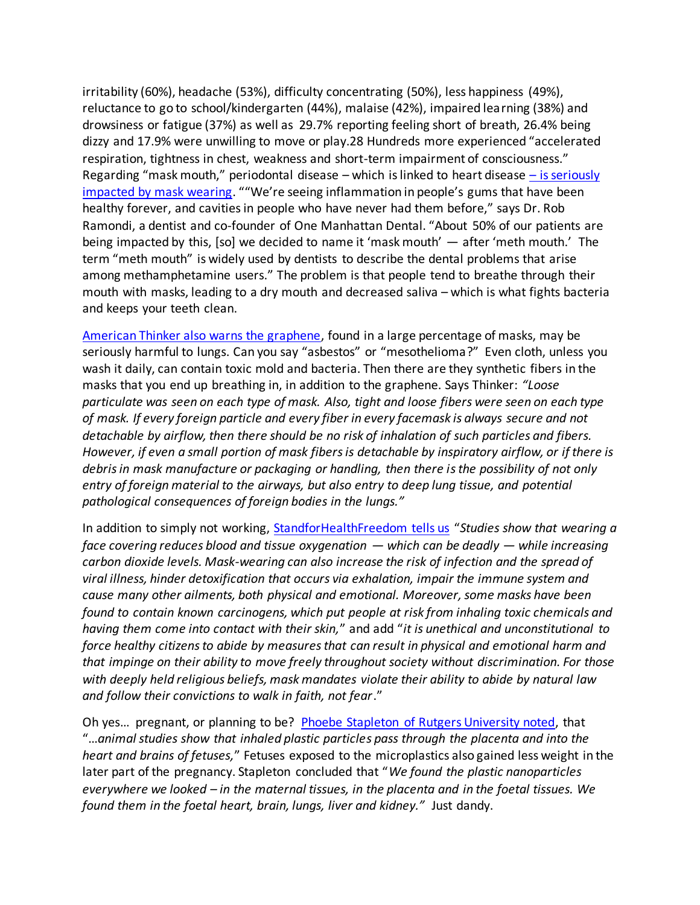irritability (60%), headache (53%), difficulty concentrating (50%), less happiness (49%), reluctance to go to school/kindergarten (44%), malaise (42%), impaired learning (38%) and drowsiness or fatigue (37%) as well as 29.7% reporting feeling short of breath, 26.4% being dizzy and 17.9% were unwilling to move or play.28 Hundreds more experienced "accelerated respiration, tightness in chest, weakness and short-term impairment of consciousness." Regarding "mask mouth," periodontal disease – which is linked to heart disease [– is seriously impacted by mask wearing](). ""We're seeing inflammation in people's gums that have been healthy forever, and cavities in people who have never had them before," says Dr. Rob Ramondi, a dentist and co-founder of One Manhattan Dental. "About 50% of our patients are being impacted by this, [so] we decided to name it 'mask mouth' — after 'meth mouth.' The term "meth mouth" is widely used by dentists to describe the dental problems that arise among methamphetamine users." The problem is that people tend to breathe through their mouth with masks, leading to a dry mouth and decreased saliva – which is what fights bacteria and keeps your teeth clean.

[American Thinker also warns the graphene](), found in a large percentage of masks, may be seriously harmful to lungs. Can you say "asbestos" or "mesothelioma?" Even cloth, unless you wash it daily, can contain toxic mold and bacteria. Then there are they synthetic fibers in the masks that you end up breathing in, in addition to the graphene. Says Thinker: *"Loose particulate was seen on each type of mask. Also, tight and loose fibers were seen on each type of mask. If every foreign particle and every fiber in every facemask is always secure and not detachable by airflow, then there should be no risk of inhalation of such particles and fibers. However, if even a small portion of mask fibers is detachable by inspiratory airflow, or if there is debris in mask manufacture or packaging or handling, then there is the possibility of not only entry of foreign material to the airways, but also entry to deep lung tissue, and potential pathological consequences of foreign bodies in the lungs."*

In addition to simply not working, [StandforHealthFreedom tells us]() "*Studies show that wearing a face covering reduces blood and tissue oxygenation — which can be deadly — while increasing carbon dioxide levels. Mask-wearing can also increase the risk of infection and the spread of viral illness, hinder detoxification that occurs via exhalation, impair the immune system and cause many other ailments, both physical and emotional. Moreover, some masks have been found to contain known carcinogens, which put people at risk from inhaling toxic chemicals and having them come into contact with their skin,*" and add "*it is unethical and unconstitutional to force healthy citizens to abide by measures that can result in physical and emotional harm and that impinge on their ability to move freely throughout society without discrimination. For those with deeply held religious beliefs, mask mandates violate their ability to abide by natural law and follow their convictions to walk in faith, not fear*."

Oh yes… pregnant, or planning to be? [Phoebe Stapleton of Rutgers University noted](), that "*…animal studies show that inhaled plastic particles pass through the placenta and into the heart and brains of fetuses,*" Fetuses exposed to the microplastics also gained less weight in the later part of the pregnancy. Stapleton concluded that "*We found the plastic nanoparticles everywhere we looked – in the maternal tissues, in the placenta and in the foetal tissues. We found them in the foetal heart, brain, lungs, liver and kidney.*" Just dandy.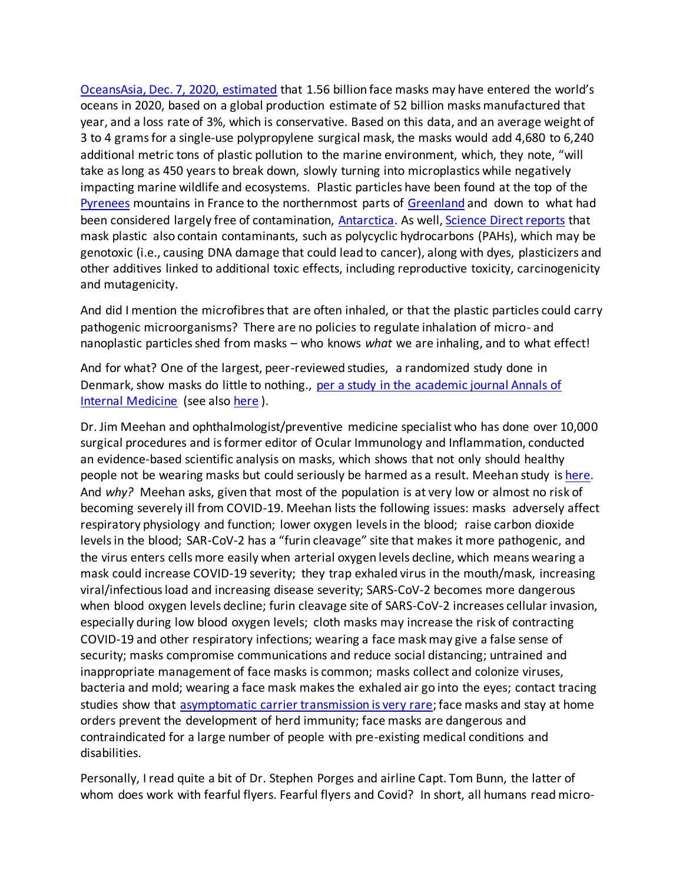OceansAsia, Dec. 7, 2020, estimated that 1.56 billion face masks may have entered the world's oceans in 2020, based on a global production estimate of 52 billion masks manufactured that year, and a loss rate of 3%, which is conservative. Based on this data, and an average weight of 3 to 4 grams for a single-use polypropylene surgical mask, the masks would add 4,680 to 6,240 additional metric tons of plastic pollution to the marine environment, which, they note, "will take as long as 450 years to break down, slowly turning into microplastics while negatively impacting marine wildlife and ecosystems. Plastic particles have been found at the top of the Pyrenees mountains in France to the northernmost parts of Greenland and down to what had been considered largely free of contamination, Antarctica. As well, Science Direct reports that mask plastic also contain contaminants, such as polycyclic hydrocarbons (PAHs), which may be genotoxic (i.e., causing DNA damage that could lead to cancer), along with dyes, plasticizers and other additives linked to additional toxic effects, including reproductive toxicity, carcinogenicity and mutagenicity.

And did I mention the microfibres that are often inhaled, or that the plastic particles could carry pathogenic microorganisms? There are no policies to regulate inhalation of micro- and nanoplastic particles shed from masks – who knows *what* we are inhaling, and to what effect!

And for what? One of the largest, peer-reviewed studies, a randomized study done in Denmark, show masks do little to nothing., per a study in the academic journal Annals of Internal Medicine (see also here ).

Dr. Jim Meehan and ophthalmologist/preventive medicine specialist who has done over 10,000 surgical procedures and is former editor of Ocular Immunology and Inflammation, conducted an evidence-based scientific analysis on masks, which shows that not only should healthy people not be wearing masks but could seriously be harmed as a result. Meehan study is here. And *why?* Meehan asks, given that most of the population is at very low or almost no risk of becoming severely ill from COVID-19. Meehan lists the following issues: masks adversely affect respiratory physiology and function; lower oxygen levels in the blood; raise carbon dioxide levels in the blood; SAR-CoV-2 has a "furin cleavage" site that makes it more pathogenic, and the virus enters cells more easily when arterial oxygen levels decline, which means wearing a mask could increase COVID-19 severity; they trap exhaled virus in the mouth/mask, increasing viral/infectious load and increasing disease severity; SARS-CoV-2 becomes more dangerous when blood oxygen levels decline; furin cleavage site of SARS-CoV-2 increases cellular invasion, especially during low blood oxygen levels; cloth masks may increase the risk of contracting COVID-19 and other respiratory infections; wearing a face mask may give a false sense of security; masks compromise communications and reduce social distancing; untrained and inappropriate management of face masks is common; masks collect and colonize viruses, bacteria and mold; wearing a face mask makes the exhaled air go into the eyes; contact tracing studies show that asymptomatic carrier transmission is very rare; face masks and stay at home orders prevent the development of herd immunity; face masks are dangerous and contraindicated for a large number of people with pre-existing medical conditions and disabilities.

Personally, I read quite a bit of Dr. Stephen Porges and airline Capt. Tom Bunn, the latter of whom does work with fearful flyers. Fearful flyers and Covid? In short, all humans read micro-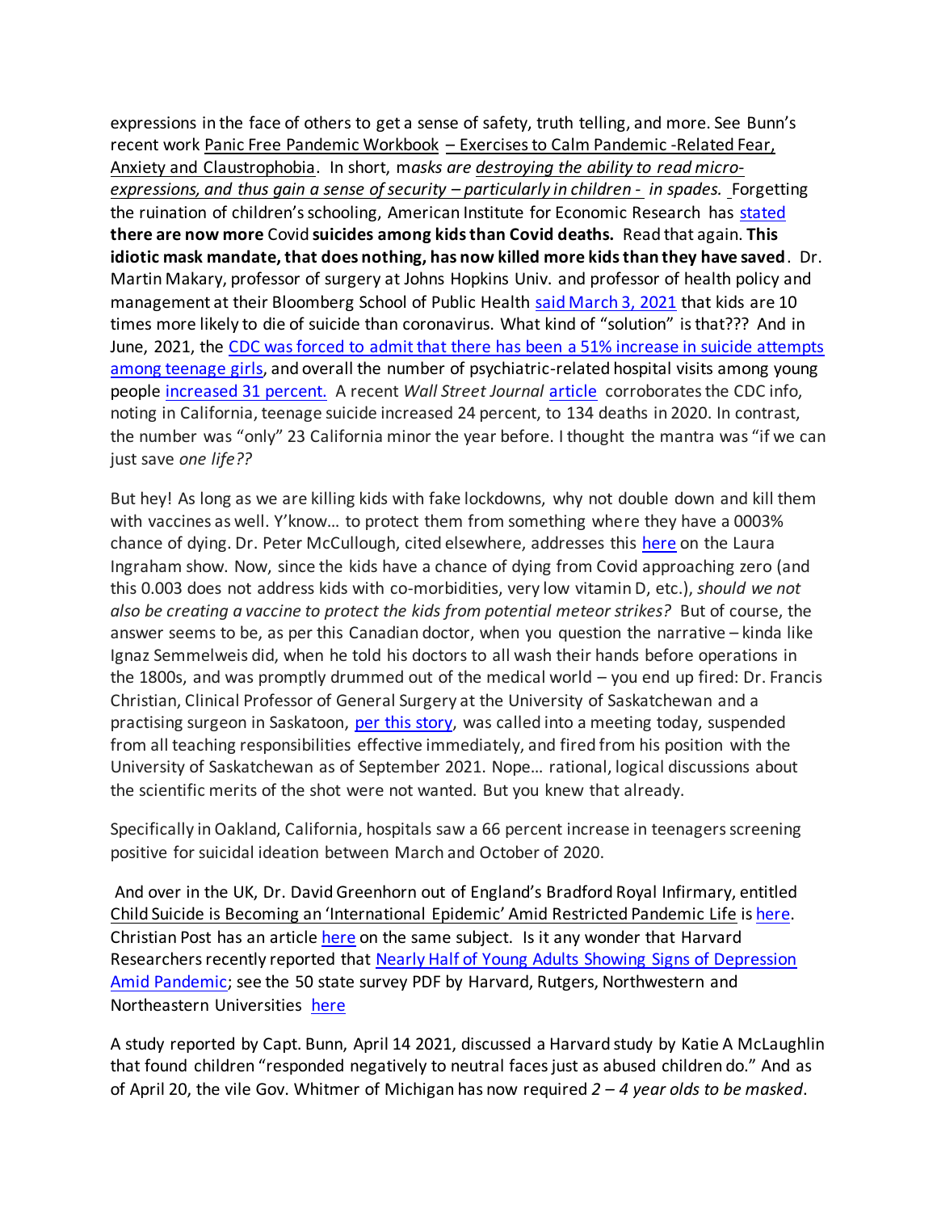expressions in the face of others to get a sense of safety, truth telling, and more. See Bunn's recent work Panic Free Pandemic Workbook – Exercises to Calm Pandemic -Related Fear, Anxiety and Claustrophobia. In short, m*asks are destroying the ability to read micro-expressions, and thus gain a sense of security – particularly in children - in spades.* Forgetting the ruination of children's schooling, American Institute for Economic Research has stated **there are now more** Covid **suicides among kids than Covid deaths.** Read that again. **This idiotic mask mandate, that does nothing, has now killed more kids than they have saved**. Dr. Martin Makary, professor of surgery at Johns Hopkins Univ. and professor of health policy and management at their Bloomberg School of Public Health said March 3, 2021 that kids are 10 times more likely to die of suicide than coronavirus. What kind of "solution" is that??? And in June, 2021, the CDC was forced to admit that there has been a 51% increase in suicide attempts among teenage girls, and overall the number of psychiatric-related hospital visits among young people increased 31 percent. A recent *Wall Street Journal* article corroborates the CDC info, noting in California, teenage suicide increased 24 percent, to 134 deaths in 2020. In contrast, the number was "only" 23 California minor the year before. I thought the mantra was "if we can just save *one life??*

But hey! As long as we are killing kids with fake lockdowns, why not double down and kill them with vaccines as well. Y'know… to protect them from something where they have a 0003% chance of dying. Dr. Peter McCullough, cited elsewhere, addresses this here on the Laura Ingraham show. Now, since the kids have a chance of dying from Covid approaching zero (and this 0.003 does not address kids with co-morbidities, very low vitamin D, etc.), *should we not also be creating a vaccine to protect the kids from potential meteor strikes?* But of course, the answer seems to be, as per this Canadian doctor, when you question the narrative – kinda like Ignaz Semmelweis did, when he told his doctors to all wash their hands before operations in the 1800s, and was promptly drummed out of the medical world – you end up fired: Dr. Francis Christian, Clinical Professor of General Surgery at the University of Saskatchewan and a practising surgeon in Saskatoon, per this story, was called into a meeting today, suspended from all teaching responsibilities effective immediately, and fired from his position with the University of Saskatchewan as of September 2021. Nope… rational, logical discussions about the scientific merits of the shot were not wanted. But you knew that already.

Specifically in Oakland, California, hospitals saw a 66 percent increase in teenagers screening positive for suicidal ideation between March and October of 2020.

And over in the UK, Dr. David Greenhorn out of England's Bradford Royal Infirmary, entitled Child Suicide is Becoming an 'International Epidemic' Amid Restricted Pandemic Life is here. Christian Post has an article here on the same subject. Is it any wonder that Harvard Researchers recently reported that Nearly Half of Young Adults Showing Signs of Depression Amid Pandemic; see the 50 state survey PDF by Harvard, Rutgers, Northwestern and Northeastern Universities here

A study reported by Capt. Bunn, April 14 2021, discussed a Harvard study by Katie A McLaughlin that found children "responded negatively to neutral faces just as abused children do." And as of April 20, the vile Gov. Whitmer of Michigan has now required *2 – 4 year olds to be masked*.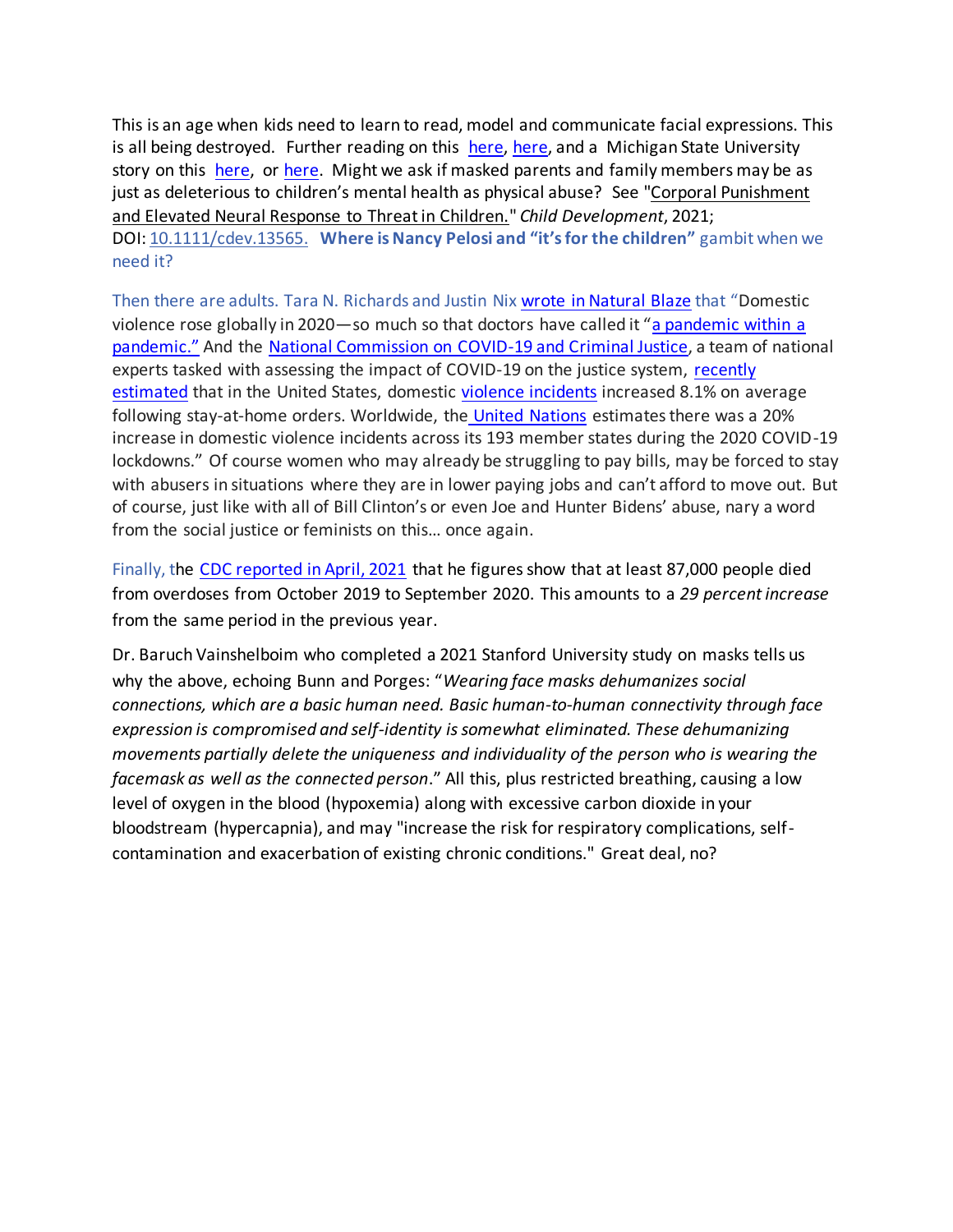This is an age when kids need to learn to read, model and communicate facial expressions. This is all being destroyed. Further reading on this here, here, and a Michigan State University story on this here, or here. Might we ask if masked parents and family members may be as just as deleterious to children's mental health as physical abuse? See "Corporal Punishment and Elevated Neural Response to Threat in Children." *Child Development*, 2021; DOI: 10.1111/cdev.13565. **Where is Nancy Pelosi and "it's for the children"** gambit when we need it?

Then there are adults. Tara N. Richards and Justin Nix wrote in Natural Blaze that "Domestic violence rose globally in 2020—so much so that doctors have called it "a pandemic within a pandemic." And the National Commission on COVID-19 and Criminal Justice, a team of national experts tasked with assessing the impact of COVID-19 on the justice system, recently estimated that in the United States, domestic violence incidents increased 8.1% on average following stay-at-home orders. Worldwide, the United Nations estimates there was a 20% increase in domestic violence incidents across its 193 member states during the 2020 COVID-19 lockdowns." Of course women who may already be struggling to pay bills, may be forced to stay with abusers in situations where they are in lower paying jobs and can't afford to move out. But of course, just like with all of Bill Clinton's or even Joe and Hunter Bidens' abuse, nary a word from the social justice or feminists on this… once again.

Finally, the CDC reported in April, 2021 that he figures show that at least 87,000 people died from overdoses from October 2019 to September 2020. This amounts to a *29 percent increase* from the same period in the previous year.

Dr. Baruch Vainshelboim who completed a 2021 Stanford University study on masks tells us why the above, echoing Bunn and Porges: "*Wearing face masks dehumanizes social connections, which are a basic human need. Basic human-to-human connectivity through face expression is compromised and self-identity is somewhat eliminated. These dehumanizing movements partially delete the uniqueness and individuality of the person who is wearing the facemask as well as the connected person*." All this, plus restricted breathing, causing a low level of oxygen in the blood (hypoxemia) along with excessive carbon dioxide in your bloodstream (hypercapnia), and may "increase the risk for respiratory complications, self-contamination and exacerbation of existing chronic conditions." Great deal, no?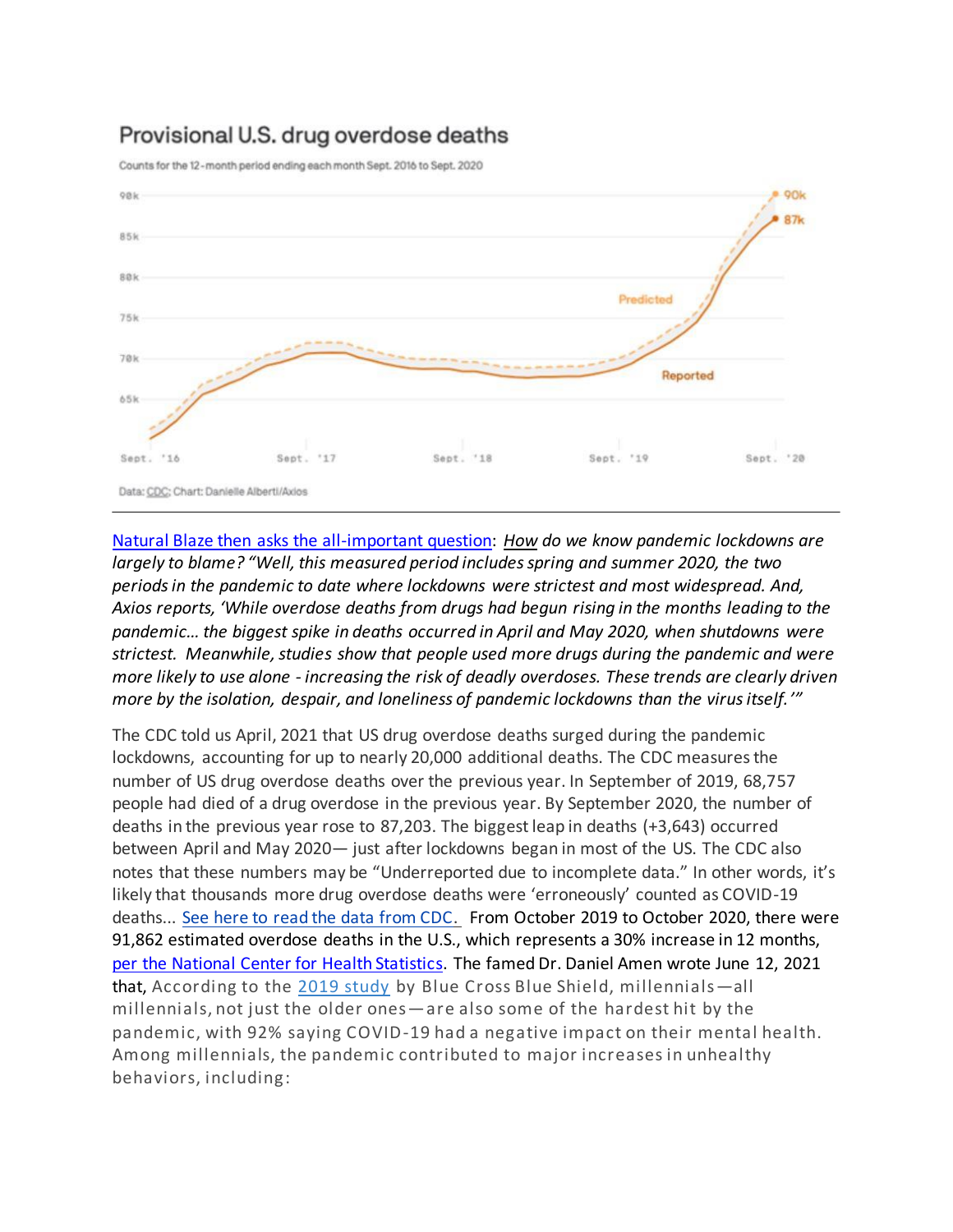## Provisional U.S. drug overdose deaths

Counts for the 12-month period ending each month Sept. 2016 to Sept. 2020

Data: CDC; Chart: Danielle Alberti/Axios

---

Natural Blaze then asks the all-important question: *<u>How</u> do we know pandemic lockdowns are largely to blame? "Well, this measured period includes spring and summer 2020, the two periods in the pandemic to date where lockdowns were strictest and most widespread. And, Axios reports, 'While overdose deaths from drugs had begun rising in the months leading to the pandemic… the biggest spike in deaths occurred in April and May 2020, when shutdowns were strictest. Meanwhile, studies show that people used more drugs during the pandemic and were more likely to use alone - increasing the risk of deadly overdoses. These trends are clearly driven more by the isolation, despair, and loneliness of pandemic lockdowns than the virus itself.'"*

The CDC told us April, 2021 that US drug overdose deaths surged during the pandemic lockdowns, accounting for up to nearly 20,000 additional deaths. The CDC measures the number of US drug overdose deaths over the previous year. In September of 2019, 68,757 people had died of a drug overdose in the previous year. By September 2020, the number of deaths in the previous year rose to 87,203. The biggest leap in deaths (+3,643) occurred between April and May 2020— just after lockdowns began in most of the US. The CDC also notes that these numbers may be "Underreported due to incomplete data." In other words, it's likely that thousands more drug overdose deaths were 'erroneously' counted as COVID-19 deaths... See here to read the data from CDC. From October 2019 to October 2020, there were 91,862 estimated overdose deaths in the U.S., which represents a 30% increase in 12 months, per the National Center for Health Statistics. The famed Dr. Daniel Amen wrote June 12, 2021 that, According to the 2019 study by Blue Cross Blue Shield, millennials—all millennials, not just the older ones—are also some of the hardest hit by the pandemic, with 92% saying COVID-19 had a negative impact on their mental health. Among millennials, the pandemic contributed to major increases in unhealthy behaviors, including: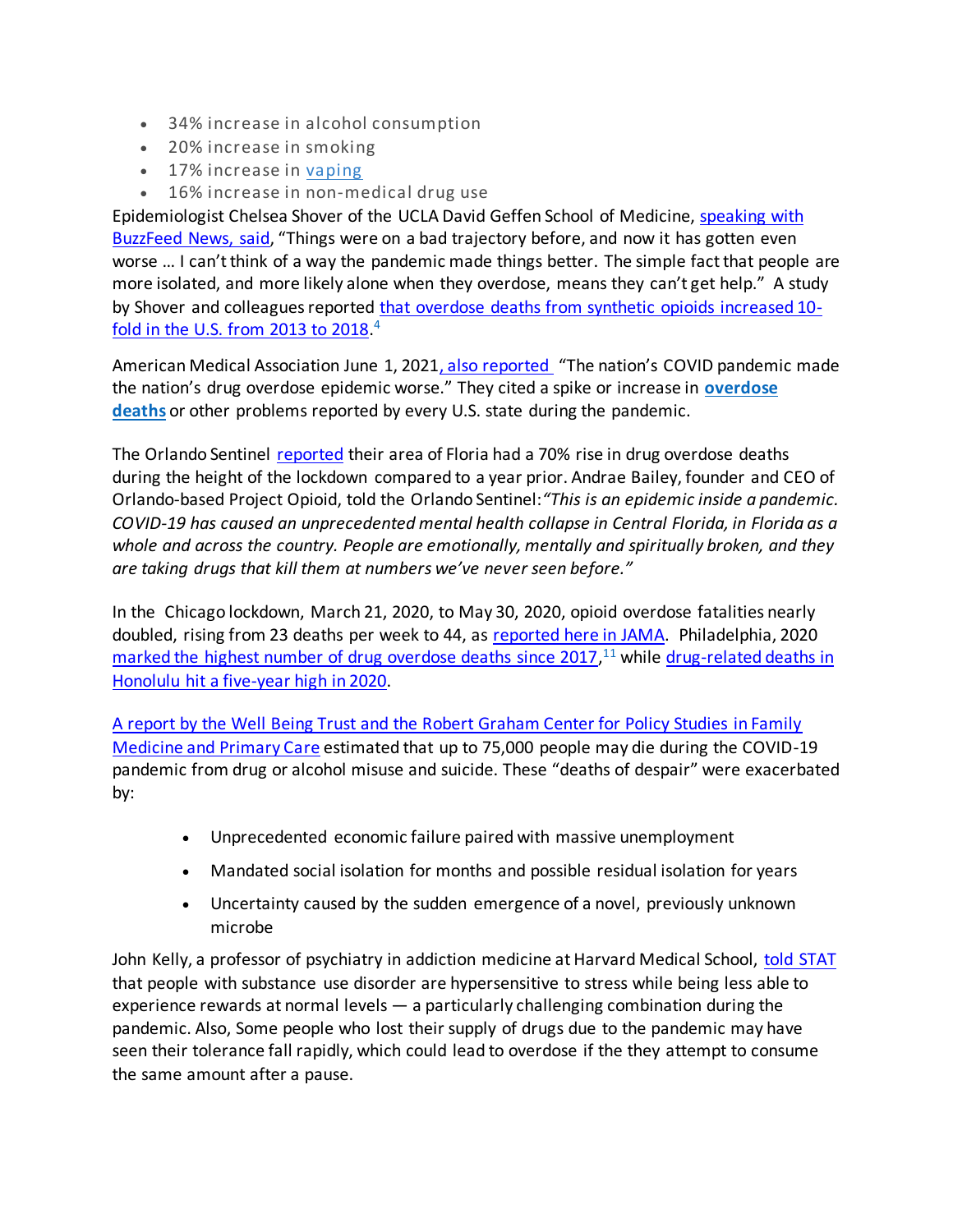- 34% increase in alcohol consumption
- 20% increase in smoking
- 17% increase in vaping
- 16% increase in non-medical drug use

Epidemiologist Chelsea Shover of the UCLA David Geffen School of Medicine, speaking with BuzzFeed News, said, "Things were on a bad trajectory before, and now it has gotten even worse … I can't think of a way the pandemic made things better. The simple fact that people are more isolated, and more likely alone when they overdose, means they can't get help." A study by Shover and colleagues reported that overdose deaths from synthetic opioids increased 10-fold in the U.S. from 2013 to 2018.[4]

American Medical Association June 1, 2021, also reported "The nation's COVID pandemic made the nation's drug overdose epidemic worse." They cited a spike or increase in **overdose deaths** or other problems reported by every U.S. state during the pandemic.

The Orlando Sentinel reported their area of Floria had a 70% rise in drug overdose deaths during the height of the lockdown compared to a year prior. Andrae Bailey, founder and CEO of Orlando-based Project Opioid, told the Orlando Sentinel: *"This is an epidemic inside a pandemic. COVID-19 has caused an unprecedented mental health collapse in Central Florida, in Florida as a whole and across the country. People are emotionally, mentally and spiritually broken, and they are taking drugs that kill them at numbers we've never seen before."*

In the Chicago lockdown, March 21, 2020, to May 30, 2020, opioid overdose fatalities nearly doubled, rising from 23 deaths per week to 44, as reported here in JAMA. Philadelphia, 2020 marked the highest number of drug overdose deaths since 2017,[11] while drug-related deaths in Honolulu hit a five-year high in 2020.

A report by the Well Being Trust and the Robert Graham Center for Policy Studies in Family Medicine and Primary Care estimated that up to 75,000 people may die during the COVID-19 pandemic from drug or alcohol misuse and suicide. These "deaths of despair" were exacerbated by:

- Unprecedented economic failure paired with massive unemployment
- Mandated social isolation for months and possible residual isolation for years
- Uncertainty caused by the sudden emergence of a novel, previously unknown microbe

John Kelly, a professor of psychiatry in addiction medicine at Harvard Medical School, told STAT that people with substance use disorder are hypersensitive to stress while being less able to experience rewards at normal levels — a particularly challenging combination during the pandemic. Also, Some people who lost their supply of drugs due to the pandemic may have seen their tolerance fall rapidly, which could lead to overdose if the they attempt to consume the same amount after a pause.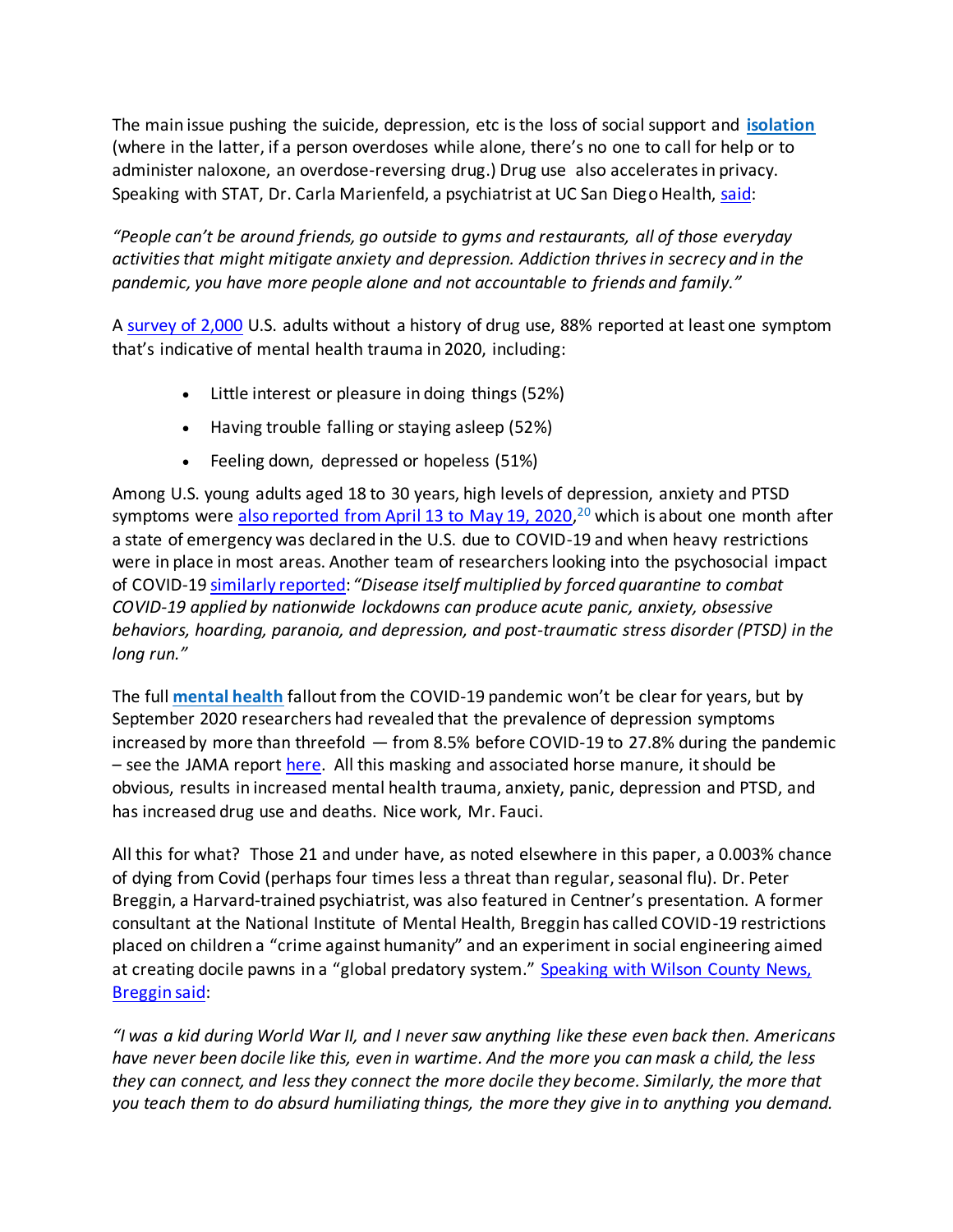The main issue pushing the suicide, depression, etc is the loss of social support and **isolation** (where in the latter, if a person overdoses while alone, there's no one to call for help or to administer naloxone, an overdose-reversing drug.) Drug use also accelerates in privacy. Speaking with STAT, Dr. Carla Marienfeld, a psychiatrist at UC San Diego Health, said:

*"People can't be around friends, go outside to gyms and restaurants, all of those everyday activities that might mitigate anxiety and depression. Addiction thrives in secrecy and in the pandemic, you have more people alone and not accountable to friends and family."*

A survey of 2,000 U.S. adults without a history of drug use, 88% reported at least one symptom that's indicative of mental health trauma in 2020, including:

- Little interest or pleasure in doing things (52%)
- Having trouble falling or staying asleep (52%)
- Feeling down, depressed or hopeless (51%)

Among U.S. young adults aged 18 to 30 years, high levels of depression, anxiety and PTSD symptoms were also reported from April 13 to May 19, 2020,[20] which is about one month after a state of emergency was declared in the U.S. due to COVID-19 and when heavy restrictions were in place in most areas. Another team of researchers looking into the psychosocial impact of COVID-19 similarly reported: *"Disease itself multiplied by forced quarantine to combat COVID-19 applied by nationwide lockdowns can produce acute panic, anxiety, obsessive behaviors, hoarding, paranoia, and depression, and post-traumatic stress disorder (PTSD) in the long run."*

The full **mental health** fallout from the COVID-19 pandemic won't be clear for years, but by September 2020 researchers had revealed that the prevalence of depression symptoms increased by more than threefold — from 8.5% before COVID-19 to 27.8% during the pandemic – see the JAMA report here. All this masking and associated horse manure, it should be obvious, results in increased mental health trauma, anxiety, panic, depression and PTSD, and has increased drug use and deaths. Nice work, Mr. Fauci.

All this for what? Those 21 and under have, as noted elsewhere in this paper, a 0.003% chance of dying from Covid (perhaps four times less a threat than regular, seasonal flu). Dr. Peter Breggin, a Harvard-trained psychiatrist, was also featured in Centner's presentation. A former consultant at the National Institute of Mental Health, Breggin has called COVID-19 restrictions placed on children a "crime against humanity" and an experiment in social engineering aimed at creating docile pawns in a "global predatory system." Speaking with Wilson County News, Breggin said:

*"I was a kid during World War II, and I never saw anything like these even back then. Americans have never been docile like this, even in wartime. And the more you can mask a child, the less they can connect, and less they connect the more docile they become. Similarly, the more that you teach them to do absurd humiliating things, the more they give in to anything you demand.*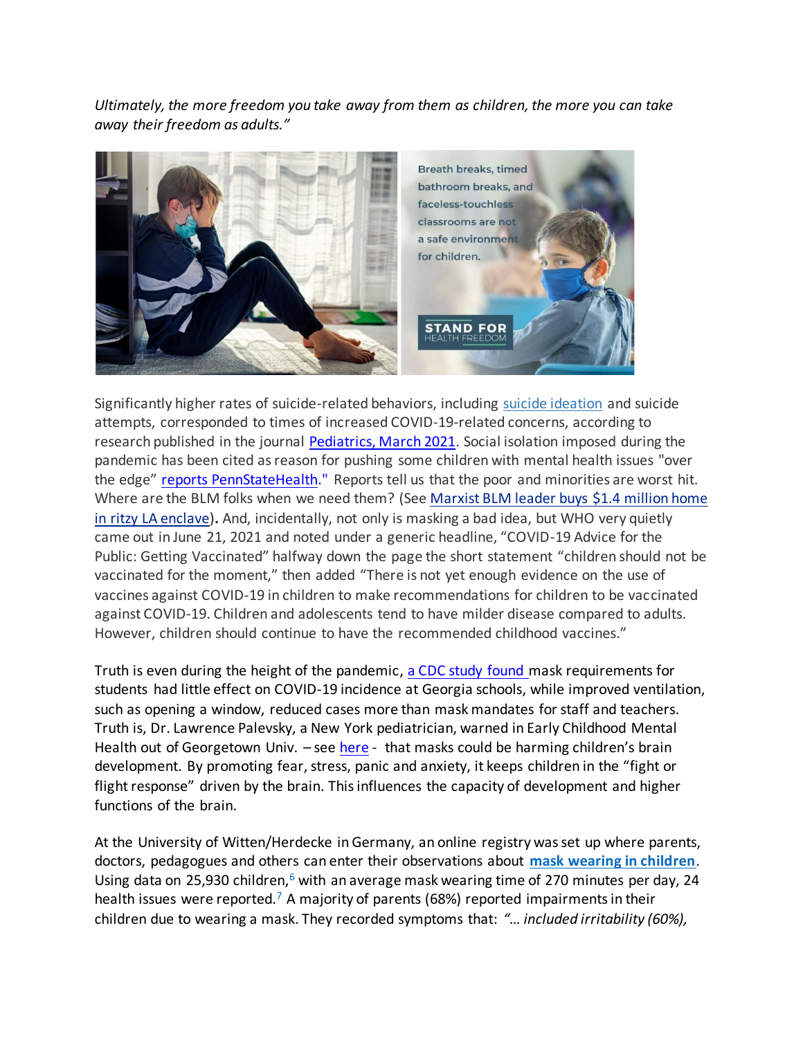*Ultimately, the more freedom you take away from them as children, the more you can take away their freedom as adults."*

Significantly higher rates of suicide-related behaviors, including suicide ideation and suicide attempts, corresponded to times of increased COVID-19-related concerns, according to research published in the journal Pediatrics, March 2021. Social isolation imposed during the pandemic has been cited as reason for pushing some children with mental health issues "over the edge" reports PennStateHealth." Reports tell us that the poor and minorities are worst hit. Where are the BLM folks when we need them? (See Marxist BLM leader buys $1.4 million home in ritzy LA enclave)**.** And, incidentally, not only is masking a bad idea, but WHO very quietly came out in June 21, 2021 and noted under a generic headline, "COVID-19 Advice for the Public: Getting Vaccinated" halfway down the page the short statement "children should not be vaccinated for the moment," then added "There is not yet enough evidence on the use of vaccines against COVID-19 in children to make recommendations for children to be vaccinated against COVID-19. Children and adolescents tend to have milder disease compared to adults. However, children should continue to have the recommended childhood vaccines."

Truth is even during the height of the pandemic, a CDC study found mask requirements for students had little effect on COVID-19 incidence at Georgia schools, while improved ventilation, such as opening a window, reduced cases more than mask mandates for staff and teachers. Truth is, Dr. Lawrence Palevsky, a New York pediatrician, warned in Early Childhood Mental Health out of Georgetown Univ. – see here - that masks could be harming children's brain development. By promoting fear, stress, panic and anxiety, it keeps children in the "fight or flight response" driven by the brain. This influences the capacity of development and higher functions of the brain.

At the University of Witten/Herdecke in Germany, an online registry was set up where parents, doctors, pedagogues and others can enter their observations about **mask wearing in children**. Using data on 25,930 children,[6] with an average mask wearing time of 270 minutes per day, 24 health issues were reported.[7] A majority of parents (68%) reported impairments in their children due to wearing a mask. They recorded symptoms that: *"… included irritability (60%),*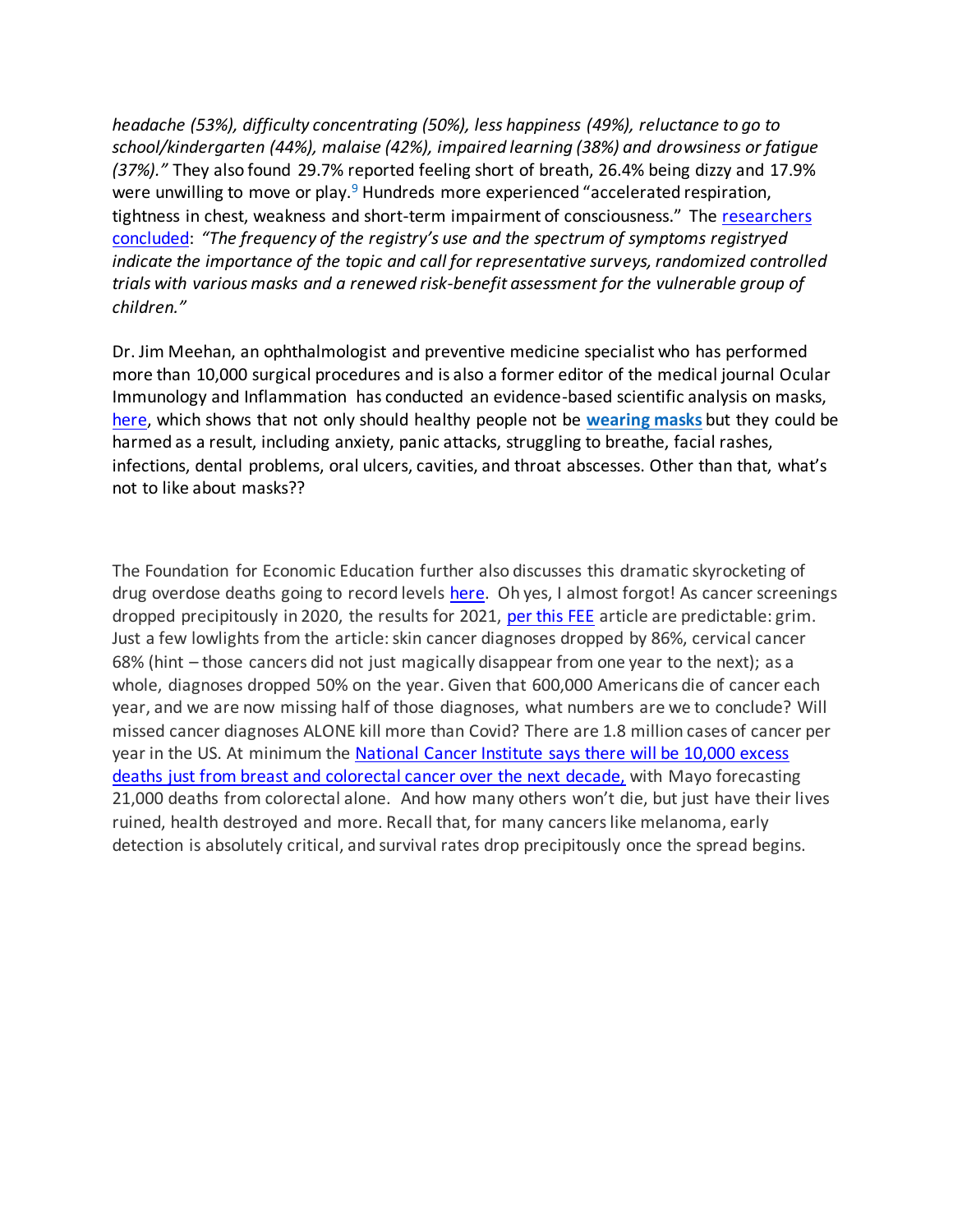*headache (53%), difficulty concentrating (50%), less happiness (49%), reluctance to go to school/kindergarten (44%), malaise (42%), impaired learning (38%) and drowsiness or fatigue (37%)."* They also found 29.7% reported feeling short of breath, 26.4% being dizzy and 17.9% were unwilling to move or play.[9] Hundreds more experienced "accelerated respiration, tightness in chest, weakness and short-term impairment of consciousness." The researchers concluded: *"The frequency of the registry's use and the spectrum of symptoms registryed indicate the importance of the topic and call for representative surveys, randomized controlled trials with various masks and a renewed risk-benefit assessment for the vulnerable group of children."*

Dr. Jim Meehan, an ophthalmologist and preventive medicine specialist who has performed more than 10,000 surgical procedures and is also a former editor of the medical journal Ocular Immunology and Inflammation has conducted an evidence-based scientific analysis on masks, here, which shows that not only should healthy people not be **wearing masks** but they could be harmed as a result, including anxiety, panic attacks, struggling to breathe, facial rashes, infections, dental problems, oral ulcers, cavities, and throat abscesses. Other than that, what's not to like about masks??

The Foundation for Economic Education further also discusses this dramatic skyrocketing of drug overdose deaths going to record levels here. Oh yes, I almost forgot! As cancer screenings dropped precipitously in 2020, the results for 2021, per this FEE article are predictable: grim. Just a few lowlights from the article: skin cancer diagnoses dropped by 86%, cervical cancer 68% (hint – those cancers did not just magically disappear from one year to the next); as a whole, diagnoses dropped 50% on the year. Given that 600,000 Americans die of cancer each year, and we are now missing half of those diagnoses, what numbers are we to conclude? Will missed cancer diagnoses ALONE kill more than Covid? There are 1.8 million cases of cancer per year in the US. At minimum the National Cancer Institute says there will be 10,000 excess deaths just from breast and colorectal cancer over the next decade, with Mayo forecasting 21,000 deaths from colorectal alone. And how many others won't die, but just have their lives ruined, health destroyed and more. Recall that, for many cancers like melanoma, early detection is absolutely critical, and survival rates drop precipitously once the spread begins.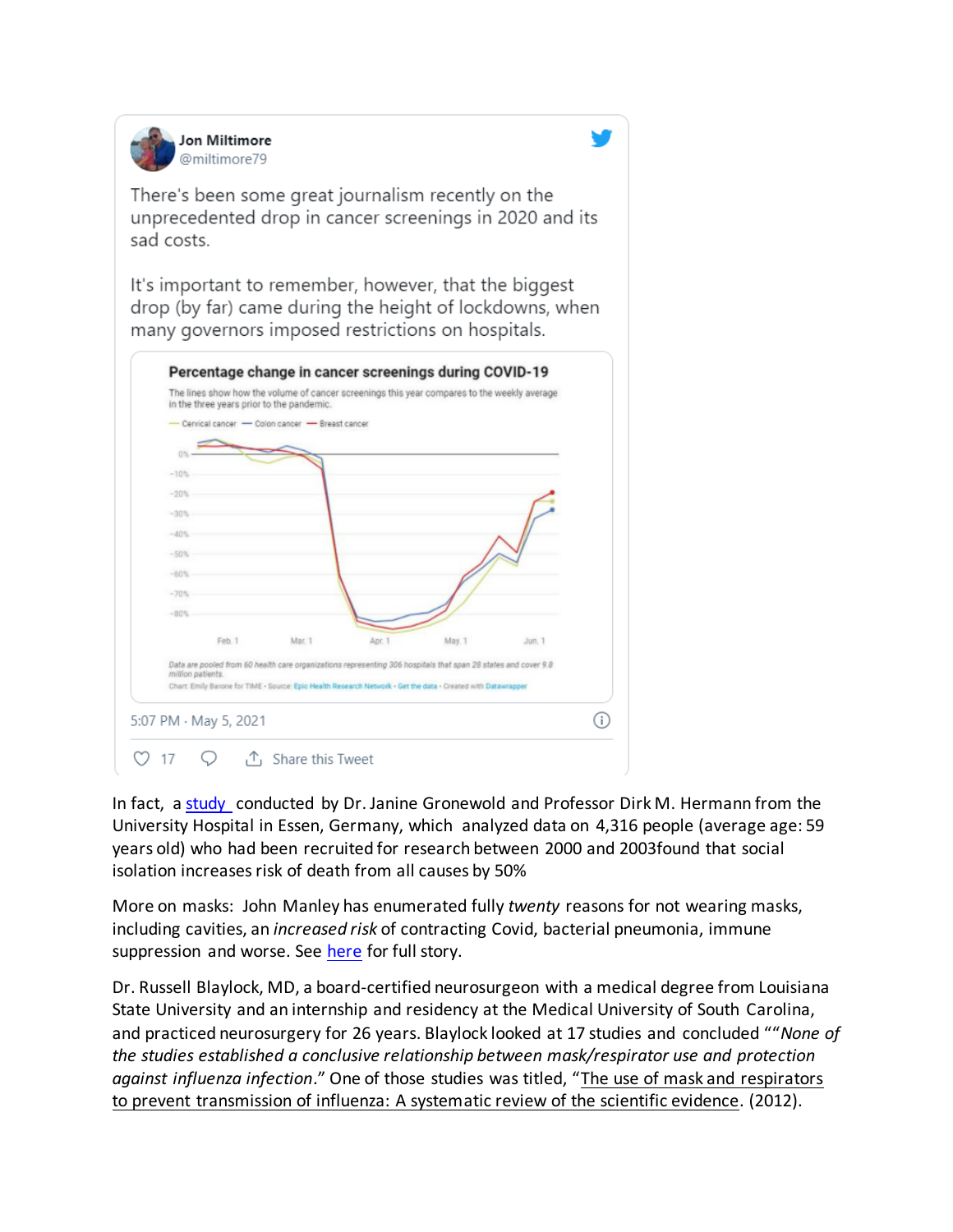**Jon Miltimore**
@miltimore79

There's been some great journalism recently on the unprecedented drop in cancer screenings in 2020 and its sad costs.

It's important to remember, however, that the biggest drop (by far) came during the height of lockdowns, when many governors imposed restrictions on hospitals.

**Percentage change in cancer screenings during COVID-19**

The lines show how the volume of cancer screenings this year compares to the weekly average in the three years prior to the pandemic.

— Cervical cancer — Colon cancer — Breast cancer

0%, -10%, -20%, -30%, -40%, -50%, -60%, -70%, -80%

Feb. 1, Mar. 1, Apr. 1, May. 1, Jun. 1

Data are pooled from 60 health care organizations representing 306 hospitals that span 28 states and cover 9.8 million patients.

Chart: Emily Barone for TIME • Source: Epic Health Research Network • Get the data • Created with Datawrapper

5:07 PM · May 5, 2021

17 Share this Tweet

In fact, a study conducted by Dr. Janine Gronewold and Professor Dirk M. Hermann from the University Hospital in Essen, Germany, which analyzed data on 4,316 people (average age: 59 years old) who had been recruited for research between 2000 and 2003found that social isolation increases risk of death from all causes by 50%

More on masks: John Manley has enumerated fully *twenty* reasons for not wearing masks, including cavities, an *increased risk* of contracting Covid, bacterial pneumonia, immune suppression and worse. See here for full story.

Dr. Russell Blaylock, MD, a board-certified neurosurgeon with a medical degree from Louisiana State University and an internship and residency at the Medical University of South Carolina, and practiced neurosurgery for 26 years. Blaylock looked at 17 studies and concluded ""*None of the studies established a conclusive relationship between mask/respirator use and protection against influenza infection*." One of those studies was titled, "The use of mask and respirators to prevent transmission of influenza: A systematic review of the scientific evidence. (2012).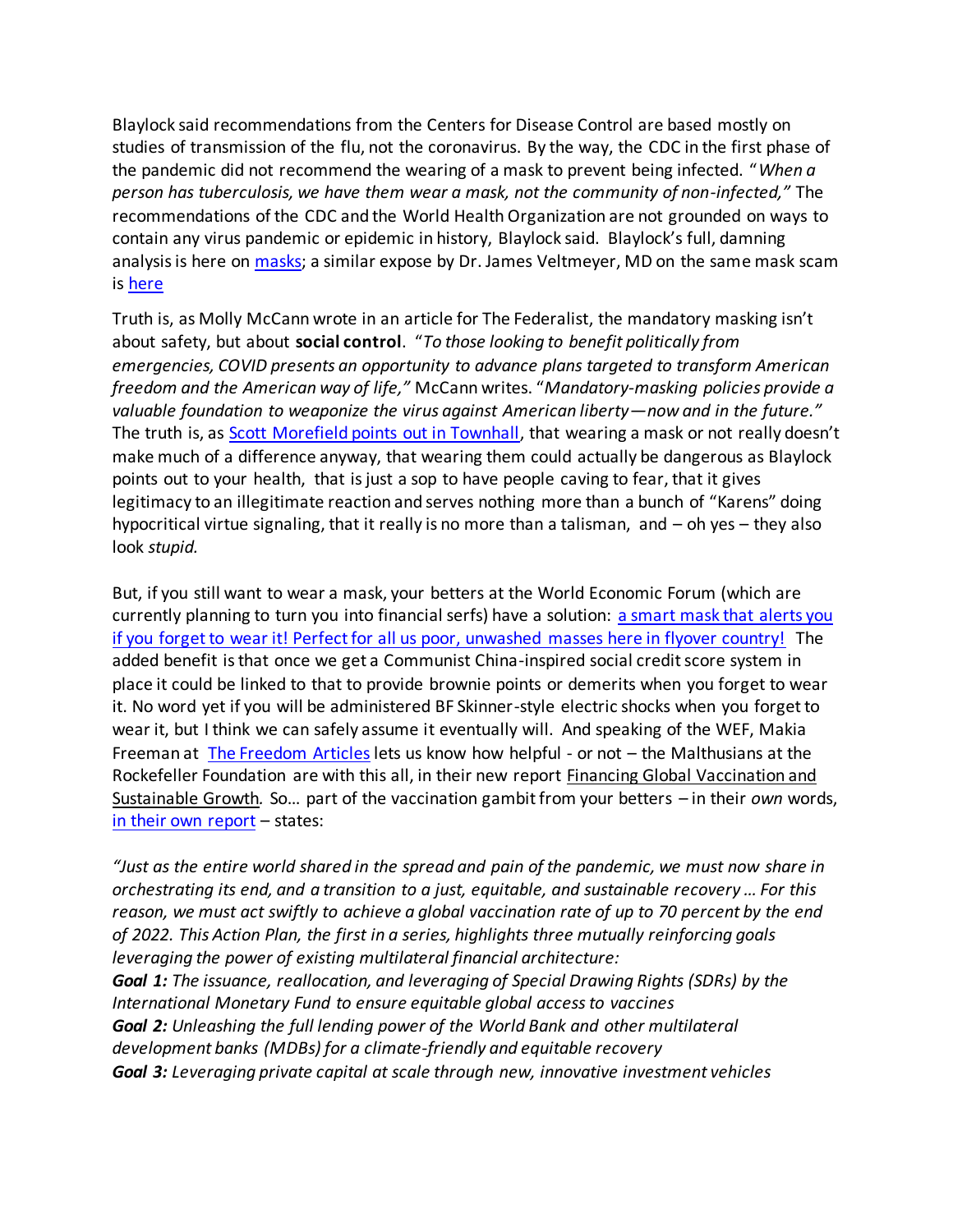Blaylock said recommendations from the Centers for Disease Control are based mostly on studies of transmission of the flu, not the coronavirus. By the way, the CDC in the first phase of the pandemic did not recommend the wearing of a mask to prevent being infected. "*When a person has tuberculosis, we have them wear a mask, not the community of non-infected,*" The recommendations of the CDC and the World Health Organization are not grounded on ways to contain any virus pandemic or epidemic in history, Blaylock said. Blaylock's full, damning analysis is here on [masks](); a similar expose by Dr. James Veltmeyer, MD on the same mask scam is [here]()

Truth is, as Molly McCann wrote in an article for The Federalist, the mandatory masking isn't about safety, but about **social control**. "*To those looking to benefit politically from emergencies, COVID presents an opportunity to advance plans targeted to transform American freedom and the American way of life,*" McCann writes. "*Mandatory-masking policies provide a valuable foundation to weaponize the virus against American liberty—now and in the future.*" The truth is, as [Scott Morefield points out in Townhall](), that wearing a mask or not really doesn't make much of a difference anyway, that wearing them could actually be dangerous as Blaylock points out to your health, that is just a sop to have people caving to fear, that it gives legitimacy to an illegitimate reaction and serves nothing more than a bunch of "Karens" doing hypocritical virtue signaling, that it really is no more than a talisman, and – oh yes – they also look *stupid.*

But, if you still want to wear a mask, your betters at the World Economic Forum (which are currently planning to turn you into financial serfs) have a solution: [a smart mask that alerts you if you forget to wear it! Perfect for all us poor, unwashed masses here in flyover country!]() The added benefit is that once we get a Communist China-inspired social credit score system in place it could be linked to that to provide brownie points or demerits when you forget to wear it. No word yet if you will be administered BF Skinner-style electric shocks when you forget to wear it, but I think we can safely assume it eventually will. And speaking of the WEF, Makia Freeman at [The Freedom Articles]() lets us know how helpful - or not – the Malthusians at the Rockefeller Foundation are with this all, in their new report Financing Global Vaccination and Sustainable Growth*.* So… part of the vaccination gambit from your betters – in their *own* words, [in their own report]() – states:

*"Just as the entire world shared in the spread and pain of the pandemic, we must now share in orchestrating its end, and a transition to a just, equitable, and sustainable recovery … For this reason, we must act swiftly to achieve a global vaccination rate of up to 70 percent by the end of 2022. This Action Plan, the first in a series, highlights three mutually reinforcing goals leveraging the power of existing multilateral financial architecture:*
***Goal 1:*** *The issuance, reallocation, and leveraging of Special Drawing Rights (SDRs) by the International Monetary Fund to ensure equitable global access to vaccines*
***Goal 2:*** *Unleashing the full lending power of the World Bank and other multilateral development banks (MDBs) for a climate-friendly and equitable recovery*
***Goal 3:*** *Leveraging private capital at scale through new, innovative investment vehicles*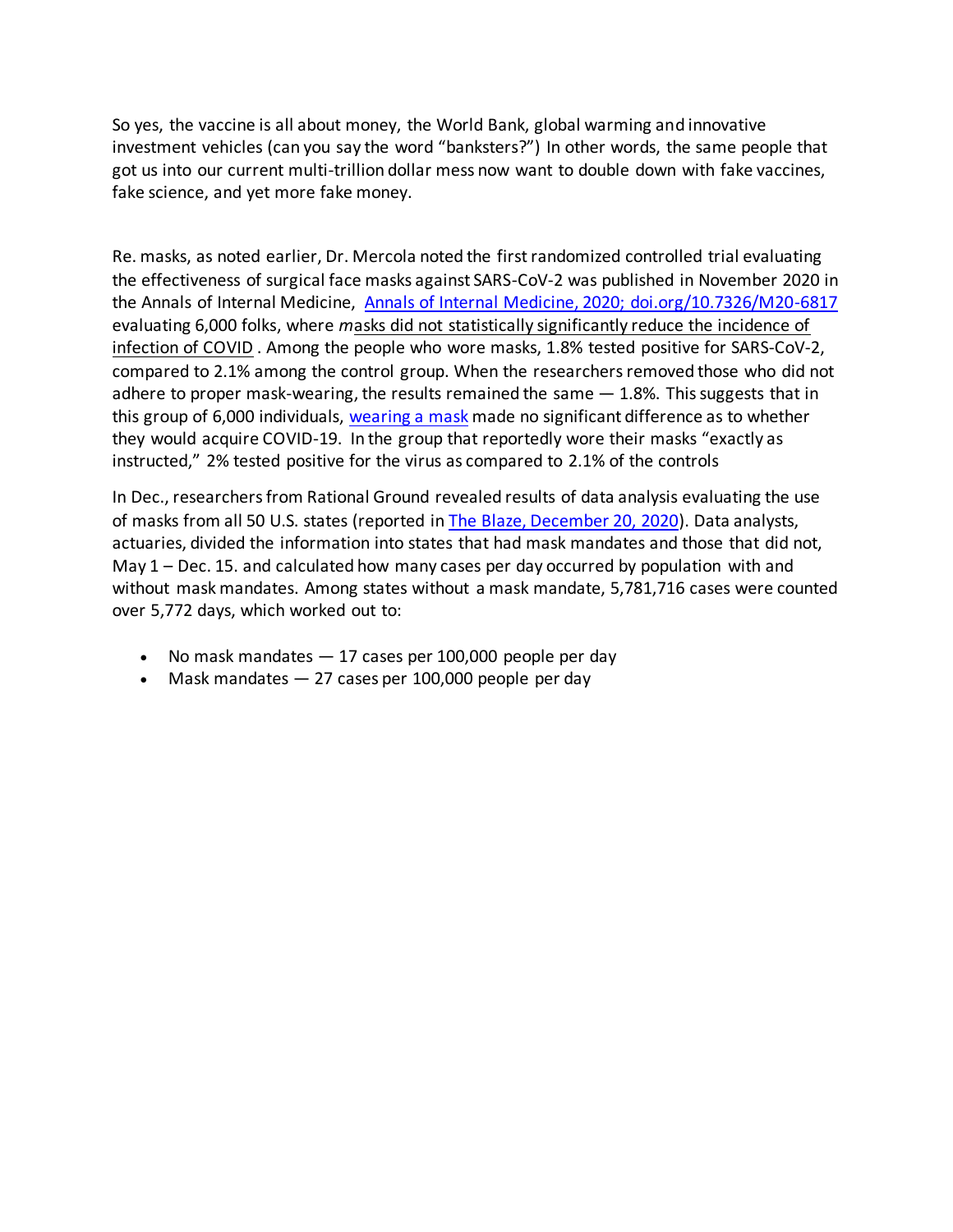So yes, the vaccine is all about money, the World Bank, global warming and innovative investment vehicles (can you say the word "banksters?") In other words, the same people that got us into our current multi-trillion dollar mess now want to double down with fake vaccines, fake science, and yet more fake money.

Re. masks, as noted earlier, Dr. Mercola noted the first randomized controlled trial evaluating the effectiveness of surgical face masks against SARS-CoV-2 was published in November 2020 in the Annals of Internal Medicine, [Annals of Internal Medicine, 2020; doi.org/10.7326/M20-6817] evaluating 6,000 folks, where *m*asks did not statistically significantly reduce the incidence of infection of COVID . Among the people who wore masks, 1.8% tested positive for SARS-CoV-2, compared to 2.1% among the control group. When the researchers removed those who did not adhere to proper mask-wearing, the results remained the same — 1.8%. This suggests that in this group of 6,000 individuals, [wearing a mask] made no significant difference as to whether they would acquire COVID-19. In the group that reportedly wore their masks "exactly as instructed," 2% tested positive for the virus as compared to 2.1% of the controls

In Dec., researchers from Rational Ground revealed results of data analysis evaluating the use of masks from all 50 U.S. states (reported in [The Blaze, December 20, 2020]). Data analysts, actuaries, divided the information into states that had mask mandates and those that did not, May 1 – Dec. 15. and calculated how many cases per day occurred by population with and without mask mandates. Among states without a mask mandate, 5,781,716 cases were counted over 5,772 days, which worked out to:

- No mask mandates — 17 cases per 100,000 people per day
- Mask mandates — 27 cases per 100,000 people per day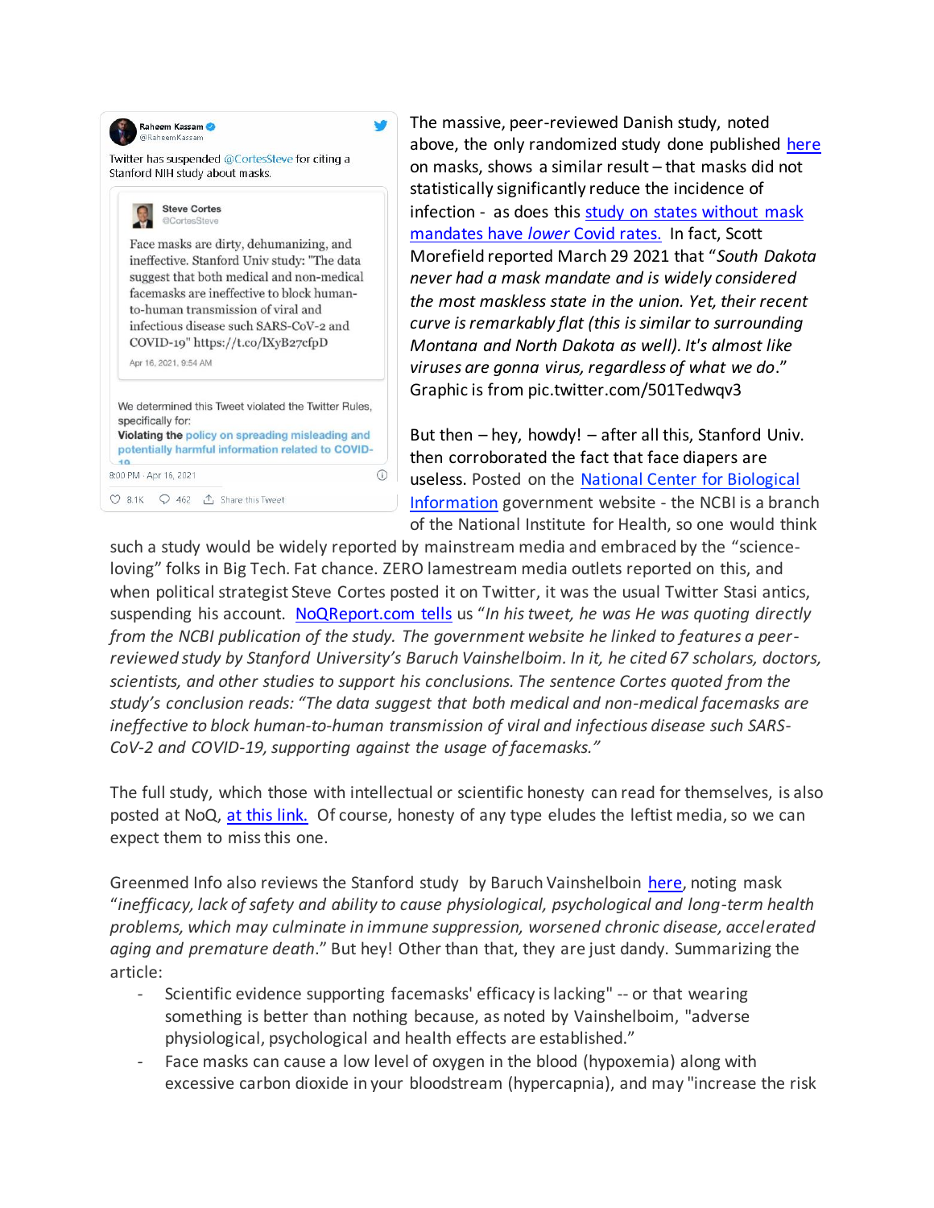Raheem Kassam
@RaheemKassam

Twitter has suspended @CortesSteve for citing a Stanford NIH study about masks.

> Steve Cortes
> @CortesSteve
>
> Face masks are dirty, dehumanizing, and ineffective. Stanford Univ study: "The data suggest that both medical and non-medical facemasks are ineffective to block human-to-human transmission of viral and infectious disease such SARS-CoV-2 and COVID-19" https://t.co/lXyB27cfpD
>
> Apr 16, 2021, 9:54 AM

We determined this Tweet violated the Twitter Rules, specifically for:
Violating the policy on spreading misleading and potentially harmful information related to COVID-19

8:00 PM · Apr 16, 2021

8.1K 462 Share this Tweet

The massive, peer-reviewed Danish study, noted above, the only randomized study done published [here](#) on masks, shows a similar result – that masks did not statistically significantly reduce the incidence of infection - as does this [study on states without mask mandates have *lower* Covid rates.](#) In fact, Scott Morefield reported March 29 2021 that "*South Dakota never had a mask mandate and is widely considered the most maskless state in the union. Yet, their recent curve is remarkably flat (this is similar to surrounding Montana and North Dakota as well). It's almost like viruses are gonna virus, regardless of what we do*." Graphic is from pic.twitter.com/501Tedwqv3

But then – hey, howdy! – after all this, Stanford Univ. then corroborated the fact that face diapers are useless. Posted on the [National Center for Biological Information](#) government website - the NCBI is a branch of the National Institute for Health, so one would think such a study would be widely reported by mainstream media and embraced by the "science-loving" folks in Big Tech. Fat chance. ZERO lamestream media outlets reported on this, and when political strategist Steve Cortes posted it on Twitter, it was the usual Twitter Stasi antics, suspending his account. [NoQReport.com tells](#) us "*In his tweet, he was He was quoting directly from the NCBI publication of the study. The government website he linked to features a peer-reviewed study by Stanford University's Baruch Vainshelboim. In it, he cited 67 scholars, doctors, scientists, and other studies to support his conclusions. The sentence Cortes quoted from the study's conclusion reads: "The data suggest that both medical and non-medical facemasks are ineffective to block human-to-human transmission of viral and infectious disease such SARS-CoV-2 and COVID-19, supporting against the usage of facemasks."*

The full study, which those with intellectual or scientific honesty can read for themselves, is also posted at NoQ, [at this link.](#) Of course, honesty of any type eludes the leftist media, so we can expect them to miss this one.

Greenmed Info also reviews the Stanford study by Baruch Vainshelboin [here](#), noting mask "*inefficacy, lack of safety and ability to cause physiological, psychological and long-term health problems, which may culminate in immune suppression, worsened chronic disease, accelerated aging and premature death*." But hey! Other than that, they are just dandy. Summarizing the article:

- Scientific evidence supporting facemasks' efficacy is lacking" -- or that wearing something is better than nothing because, as noted by Vainshelboim, "adverse physiological, psychological and health effects are established."
- Face masks can cause a low level of oxygen in the blood (hypoxemia) along with excessive carbon dioxide in your bloodstream (hypercapnia), and may "increase the risk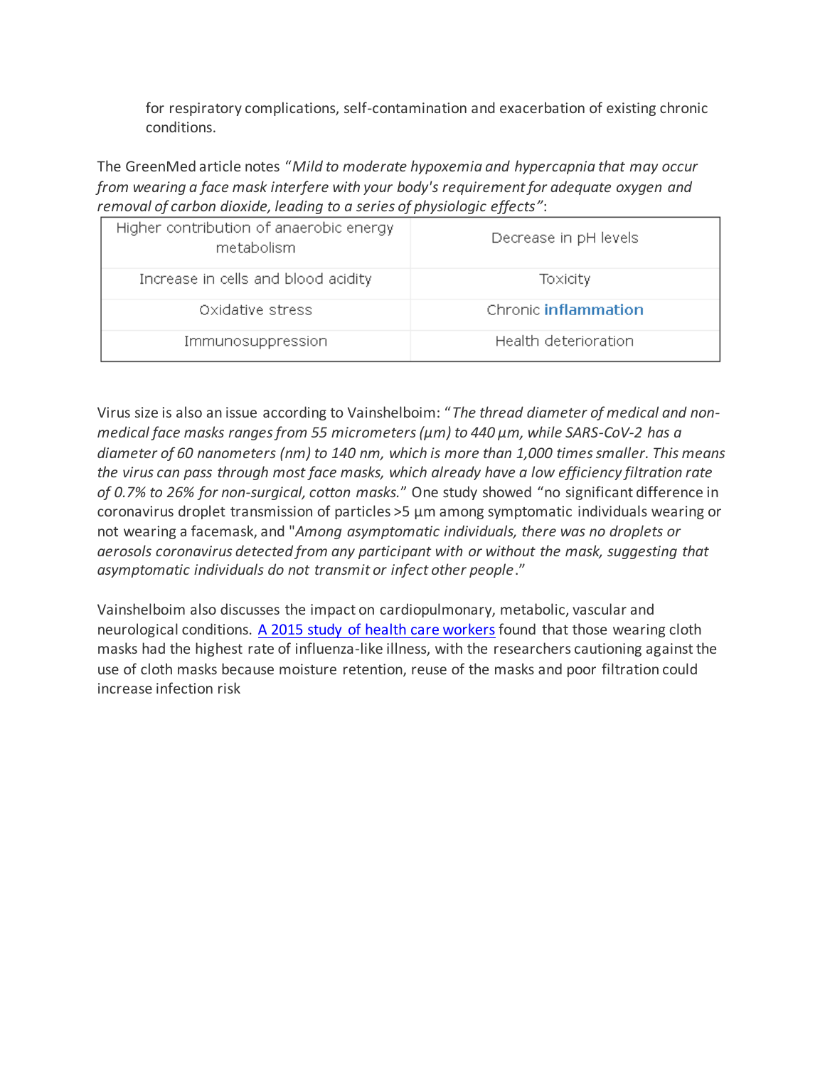for respiratory complications, self-contamination and exacerbation of existing chronic conditions.

The GreenMed article notes "*Mild to moderate hypoxemia and hypercapnia that may occur from wearing a face mask interfere with your body's requirement for adequate oxygen and removal of carbon dioxide, leading to a series of physiologic effects*":

| Higher contribution of anaerobic energy metabolism | Decrease in pH levels |
|---|---|
| Increase in cells and blood acidity | Toxicity |
| Oxidative stress | Chronic **inflammation** |
| Immunosuppression | Health deterioration |

Virus size is also an issue according to Vainshelboim: "*The thread diameter of medical and non-medical face masks ranges from 55 micrometers (µm) to 440 µm, while SARS-CoV-2 has a diameter of 60 nanometers (nm) to 140 nm, which is more than 1,000 times smaller. This means the virus can pass through most face masks, which already have a low efficiency filtration rate of 0.7% to 26% for non-surgical, cotton masks.*" One study showed "no significant difference in coronavirus droplet transmission of particles >5 µm among symptomatic individuals wearing or not wearing a facemask, and "*Among asymptomatic individuals, there was no droplets or aerosols coronavirus detected from any participant with or without the mask, suggesting that asymptomatic individuals do not transmit or infect other people*."

Vainshelboim also discusses the impact on cardiopulmonary, metabolic, vascular and neurological conditions. [A 2015 study of health care workers] found that those wearing cloth masks had the highest rate of influenza-like illness, with the researchers cautioning against the use of cloth masks because moisture retention, reuse of the masks and poor filtration could increase infection risk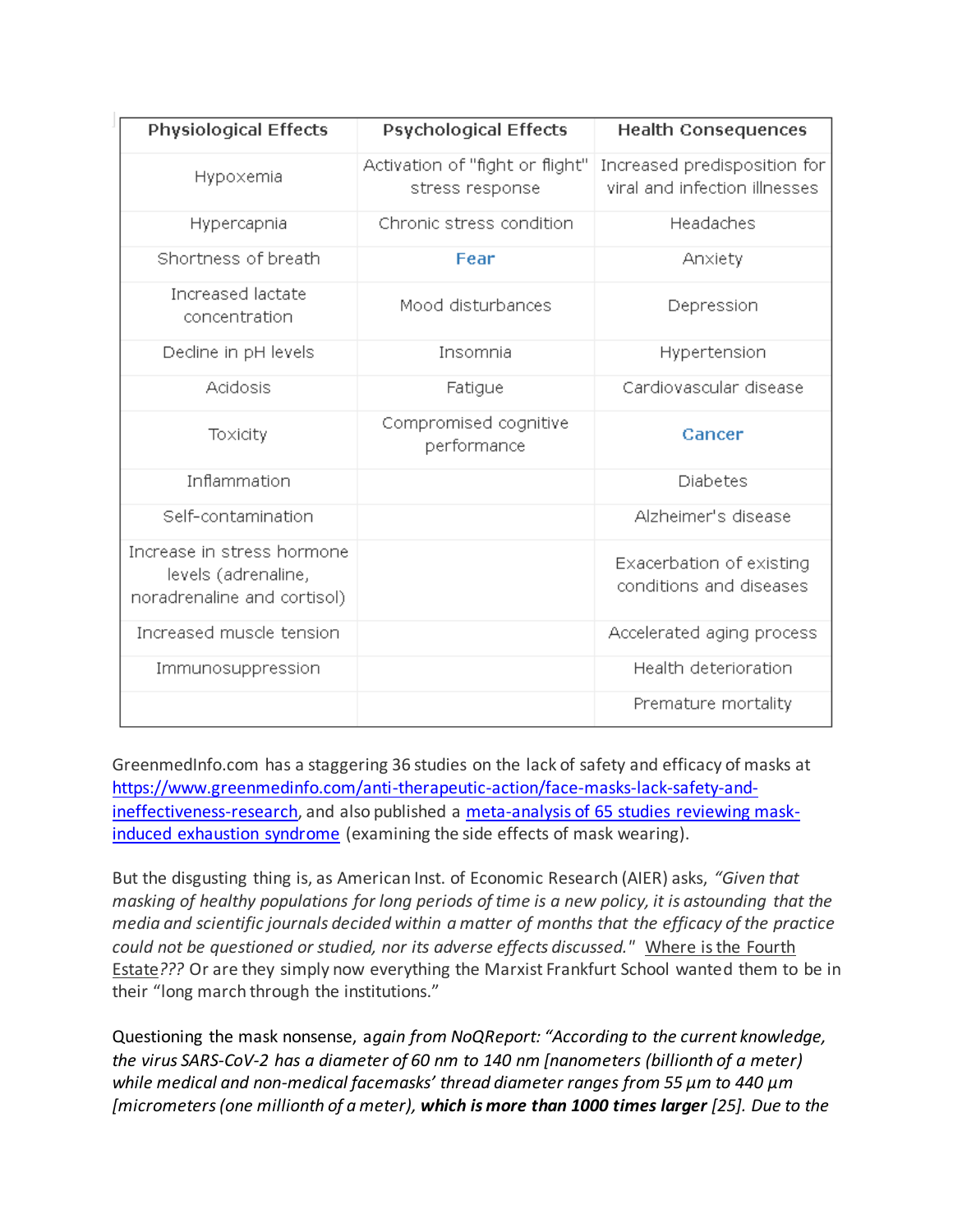| Physiological Effects | Psychological Effects | Health Consequences |
|---|---|---|
| Hypoxemia | Activation of "fight or flight" stress response | Increased predisposition for viral and infection illnesses |
| Hypercapnia | Chronic stress condition | Headaches |
| Shortness of breath | **Fear** | Anxiety |
| Increased lactate concentration | Mood disturbances | Depression |
| Decline in pH levels | Insomnia | Hypertension |
| Acidosis | Fatigue | Cardiovascular disease |
| Toxicity | Compromised cognitive performance | **Cancer** |
| Inflammation | | Diabetes |
| Self-contamination | | Alzheimer's disease |
| Increase in stress hormone levels (adrenaline, noradrenaline and cortisol) | | Exacerbation of existing conditions and diseases |
| Increased muscle tension | | Accelerated aging process |
| Immunosuppression | | Health deterioration |
| | | Premature mortality |

GreenmedInfo.com has a staggering 36 studies on the lack of safety and efficacy of masks at https://www.greenmedinfo.com/anti-therapeutic-action/face-masks-lack-safety-and-ineffectiveness-research, and also published a meta-analysis of 65 studies reviewing mask-induced exhaustion syndrome (examining the side effects of mask wearing).

But the disgusting thing is, as American Inst. of Economic Research (AIER) asks, *"Given that masking of healthy populations for long periods of time is a new policy, it is astounding that the media and scientific journals decided within a matter of months that the efficacy of the practice could not be questioned or studied, nor its adverse effects discussed."* Where is the Fourth Estate*???* Or are they simply now everything the Marxist Frankfurt School wanted them to be in their "long march through the institutions."

Questioning the mask nonsense, a*gain from NoQReport: "According to the current knowledge, the virus SARS-CoV-2 has a diameter of 60 nm to 140 nm [nanometers (billionth of a meter) while medical and non-medical facemasks' thread diameter ranges from 55 µm to 440 µm [micrometers (one millionth of a meter),* ***which is more than 1000 times larger*** *[25]. Due to the*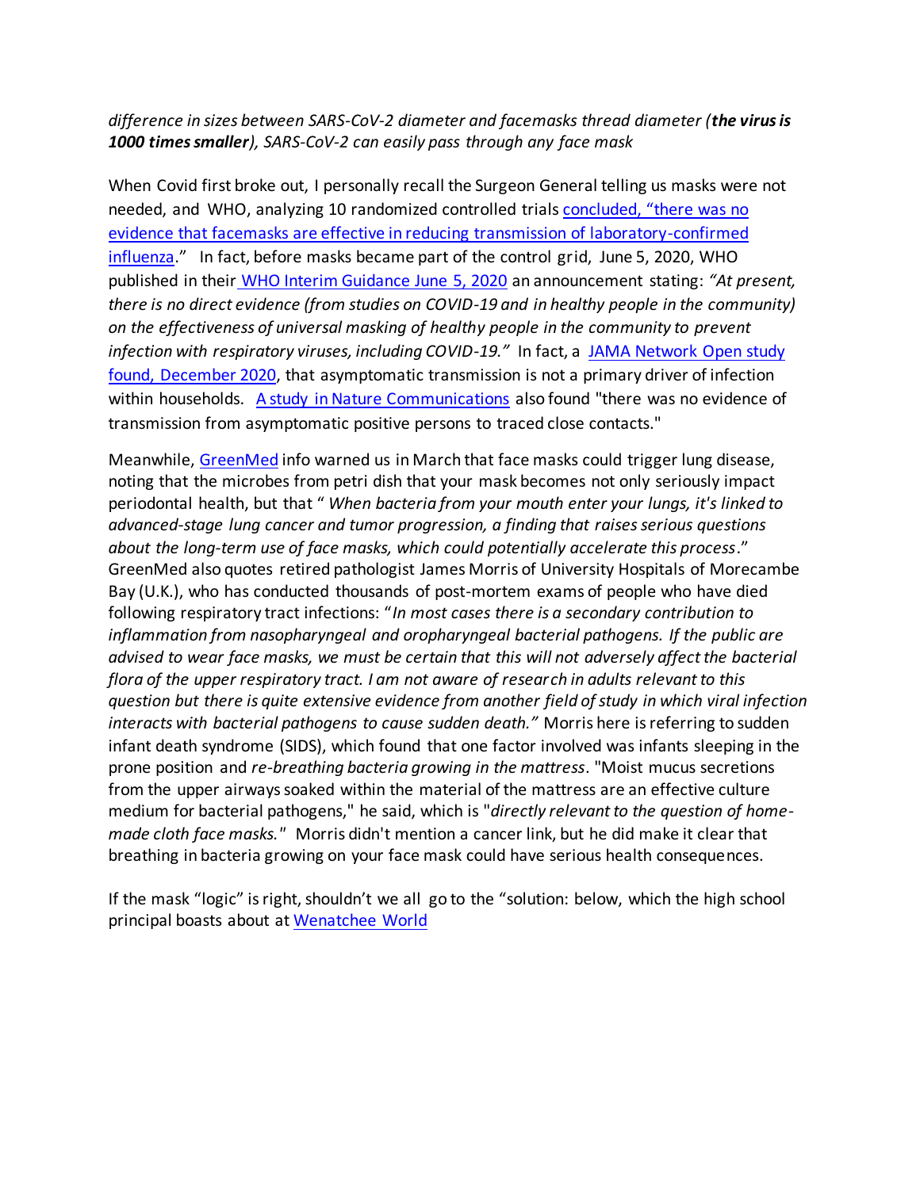*difference in sizes between SARS-CoV-2 diameter and facemasks thread diameter (**the virus is 1000 times smaller**), SARS-CoV-2 can easily pass through any face mask*

When Covid first broke out, I personally recall the Surgeon General telling us masks were not needed, and WHO, analyzing 10 randomized controlled trials concluded, "there was no evidence that facemasks are effective in reducing transmission of laboratory-confirmed influenza." In fact, before masks became part of the control grid, June 5, 2020, WHO published in their WHO Interim Guidance June 5, 2020 an announcement stating: *"At present, there is no direct evidence (from studies on COVID-19 and in healthy people in the community) on the effectiveness of universal masking of healthy people in the community to prevent infection with respiratory viruses, including COVID-19."* In fact, a JAMA Network Open study found, December 2020, that asymptomatic transmission is not a primary driver of infection within households. A study in Nature Communications also found "there was no evidence of transmission from asymptomatic positive persons to traced close contacts."

Meanwhile, GreenMed info warned us in March that face masks could trigger lung disease, noting that the microbes from petri dish that your mask becomes not only seriously impact periodontal health, but that " *When bacteria from your mouth enter your lungs, it's linked to advanced-stage lung cancer and tumor progression, a finding that raises serious questions about the long-term use of face masks, which could potentially accelerate this process*." GreenMed also quotes retired pathologist James Morris of University Hospitals of Morecambe Bay (U.K.), who has conducted thousands of post-mortem exams of people who have died following respiratory tract infections: "*In most cases there is a secondary contribution to inflammation from nasopharyngeal and oropharyngeal bacterial pathogens. If the public are advised to wear face masks, we must be certain that this will not adversely affect the bacterial flora of the upper respiratory tract. I am not aware of research in adults relevant to this question but there is quite extensive evidence from another field of study in which viral infection interacts with bacterial pathogens to cause sudden death."* Morris here is referring to sudden infant death syndrome (SIDS), which found that one factor involved was infants sleeping in the prone position and *re-breathing bacteria growing in the mattress*. "Moist mucus secretions from the upper airways soaked within the material of the mattress are an effective culture medium for bacterial pathogens," he said, which is "*directly relevant to the question of home-made cloth face masks."* Morris didn't mention a cancer link, but he did make it clear that breathing in bacteria growing on your face mask could have serious health consequences.

If the mask "logic" is right, shouldn't we all go to the "solution: below, which the high school principal boasts about at Wenatchee World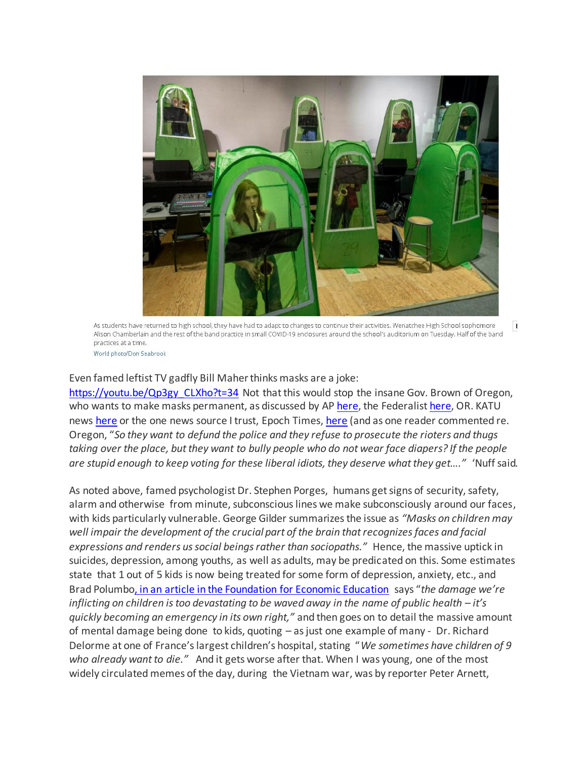As students have returned to high school, they have had to adapt to changes to continue their activities. Wenatchee High School sophomore Alison Chamberlain and the rest of the band practice in small COVID-19 enclosures around the school's auditorium on Tuesday. Half of the band practices at a time.

World photo/Don Seabrook

Even famed leftist TV gadfly Bill Maher thinks masks are a joke: https://youtu.be/Qp3gy_CLXho?t=34 Not that this would stop the insane Gov. Brown of Oregon, who wants to make masks permanent, as discussed by AP here, the Federalist here, OR. KATU news here or the one news source I trust, Epoch Times, here (and as one reader commented re. Oregon, "*So they want to defund the police and they refuse to prosecute the rioters and thugs taking over the place, but they want to bully people who do not wear face diapers? If the people are stupid enough to keep voting for these liberal idiots, they deserve what they get….*" 'Nuff said.

As noted above, famed psychologist Dr. Stephen Porges, humans get signs of security, safety, alarm and otherwise from minute, subconscious lines we make subconsciously around our faces, with kids particularly vulnerable. George Gilder summarizes the issue as *"Masks on children may well impair the development of the crucial part of the brain that recognizes faces and facial expressions and renders us social beings rather than sociopaths."* Hence, the massive uptick in suicides, depression, among youths, as well as adults, may be predicated on this. Some estimates state that 1 out of 5 kids is now being treated for some form of depression, anxiety, etc., and Brad Polumbo, in an article in the Foundation for Economic Education says "*the damage we're inflicting on children is too devastating to be waved away in the name of public health – it's quickly becoming an emergency in its own right,*" and then goes on to detail the massive amount of mental damage being done to kids, quoting – as just one example of many - Dr. Richard Delorme at one of France's largest children's hospital, stating "*We sometimes have children of 9 who already want to die.*" And it gets worse after that. When I was young, one of the most widely circulated memes of the day, during the Vietnam war, was by reporter Peter Arnett,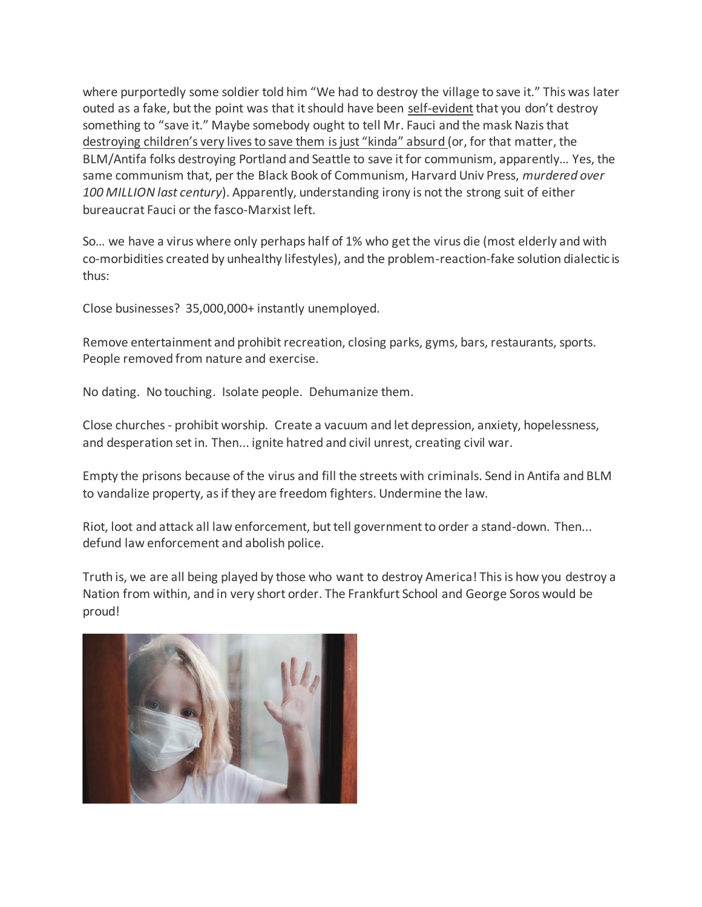where purportedly some soldier told him "We had to destroy the village to save it." This was later outed as a fake, but the point was that it should have been self-evident that you don't destroy something to "save it." Maybe somebody ought to tell Mr. Fauci and the mask Nazis that destroying children's very lives to save them is just "kinda" absurd (or, for that matter, the BLM/Antifa folks destroying Portland and Seattle to save it for communism, apparently… Yes, the same communism that, per the Black Book of Communism, Harvard Univ Press, *murdered over 100 MILLION last century*). Apparently, understanding irony is not the strong suit of either bureaucrat Fauci or the fasco-Marxist left.

So… we have a virus where only perhaps half of 1% who get the virus die (most elderly and with co-morbidities created by unhealthy lifestyles), and the problem-reaction-fake solution dialectic is thus:

Close businesses? 35,000,000+ instantly unemployed.

Remove entertainment and prohibit recreation, closing parks, gyms, bars, restaurants, sports. People removed from nature and exercise.

No dating. No touching. Isolate people. Dehumanize them.

Close churches - prohibit worship. Create a vacuum and let depression, anxiety, hopelessness, and desperation set in. Then... ignite hatred and civil unrest, creating civil war.

Empty the prisons because of the virus and fill the streets with criminals. Send in Antifa and BLM to vandalize property, as if they are freedom fighters. Undermine the law.

Riot, loot and attack all law enforcement, but tell government to order a stand-down. Then... defund law enforcement and abolish police.

Truth is, we are all being played by those who want to destroy America! This is how you destroy a Nation from within, and in very short order. The Frankfurt School and George Soros would be proud!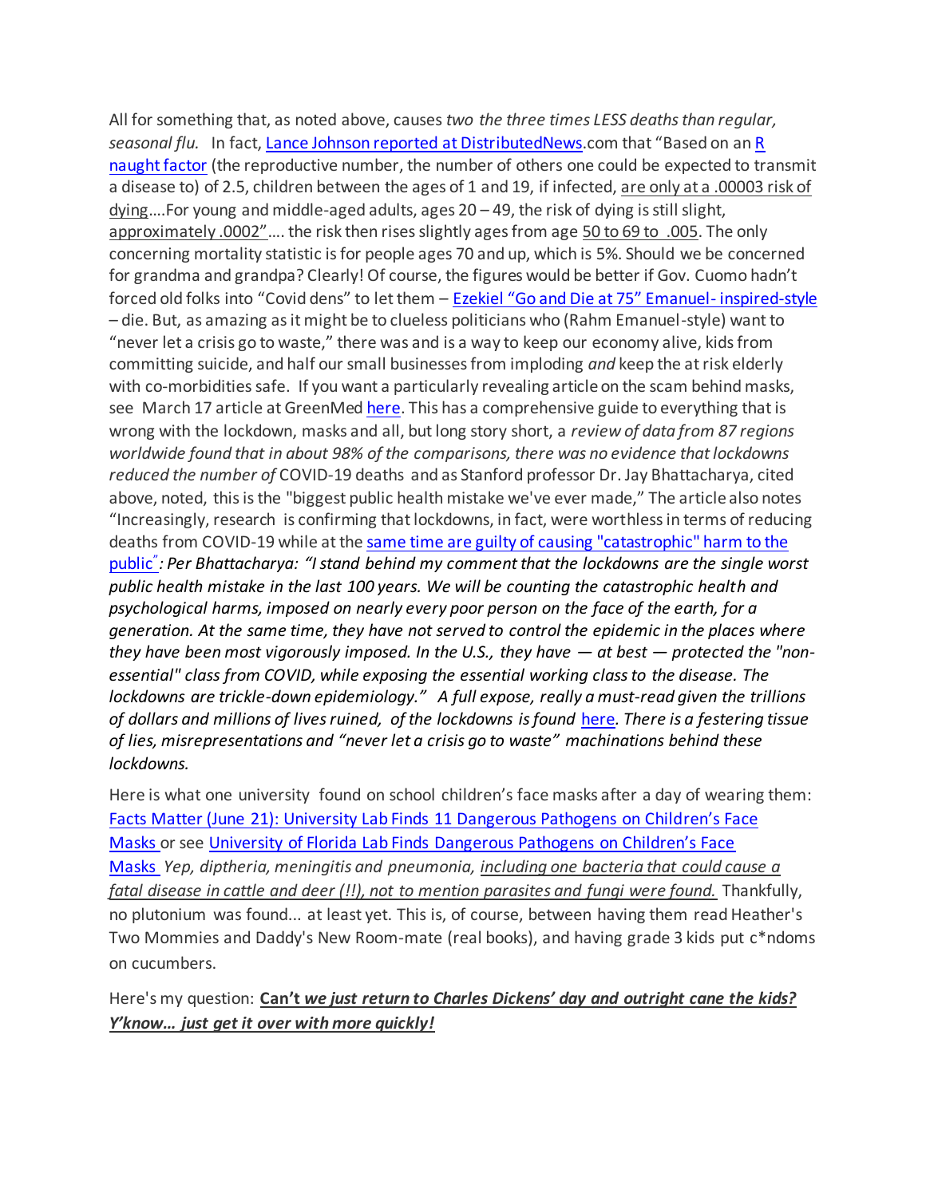All for something that, as noted above, causes *two the three times LESS deaths than regular, seasonal flu.* In fact, [Lance Johnson reported at DistributedNews](#).com that "Based on an [R naught factor](#) (the reproductive number, the number of others one could be expected to transmit a disease to) of 2.5, children between the ages of 1 and 19, if infected, are only at a .00003 risk of dying....For young and middle-aged adults, ages 20 – 49, the risk of dying is still slight, approximately .0002".... the risk then rises slightly ages from age 50 to 69 to .005. The only concerning mortality statistic is for people ages 70 and up, which is 5%. Should we be concerned for grandma and grandpa? Clearly! Of course, the figures would be better if Gov. Cuomo hadn't forced old folks into "Covid dens" to let them – [Ezekiel "Go and Die at 75" Emanuel- inspired-style](#) – die. But, as amazing as it might be to clueless politicians who (Rahm Emanuel-style) want to "never let a crisis go to waste," there was and is a way to keep our economy alive, kids from committing suicide, and half our small businesses from imploding *and* keep the at risk elderly with co-morbidities safe. If you want a particularly revealing article on the scam behind masks, see March 17 article at GreenMed [here](#). This has a comprehensive guide to everything that is wrong with the lockdown, masks and all, but long story short, a *review of data from 87 regions worldwide found that in about 98% of the comparisons, there was no evidence that lockdowns reduced the number of* COVID-19 deaths and as Stanford professor Dr. Jay Bhattacharya, cited above, noted, this is the "biggest public health mistake we've ever made," The article also notes "Increasingly, research is confirming that lockdowns, in fact, were worthless in terms of reducing deaths from COVID-19 while at the [same time are guilty of causing "catastrophic" harm to the public"](#)*: Per Bhattacharya: "I stand behind my comment that the lockdowns are the single worst public health mistake in the last 100 years. We will be counting the catastrophic health and psychological harms, imposed on nearly every poor person on the face of the earth, for a generation. At the same time, they have not served to control the epidemic in the places where they have been most vigorously imposed. In the U.S., they have — at best — protected the "non-essential" class from COVID, while exposing the essential working class to the disease. The lockdowns are trickle-down epidemiology." A full expose, really a must-read given the trillions of dollars and millions of lives ruined, of the lockdowns is found* [here](#)*. There is a festering tissue of lies, misrepresentations and "never let a crisis go to waste" machinations behind these lockdowns.*

Here is what one university found on school children's face masks after a day of wearing them: [Facts Matter (June 21): University Lab Finds 11 Dangerous Pathogens on Children's Face Masks](#) or see [University of Florida Lab Finds Dangerous Pathogens on Children's Face Masks](#) *Yep, diptheria, meningitis and pneumonia, including one bacteria that could cause a fatal disease in cattle and deer (!!), not to mention parasites and fungi were found.* Thankfully, no plutonium was found... at least yet. This is, of course, between having them read Heather's Two Mommies and Daddy's New Room-mate (real books), and having grade 3 kids put c*ndoms on cucumbers.

Here's my question: ***Can't we just return to Charles Dickens' day and outright cane the kids? Y'know... just get it over with more quickly!***